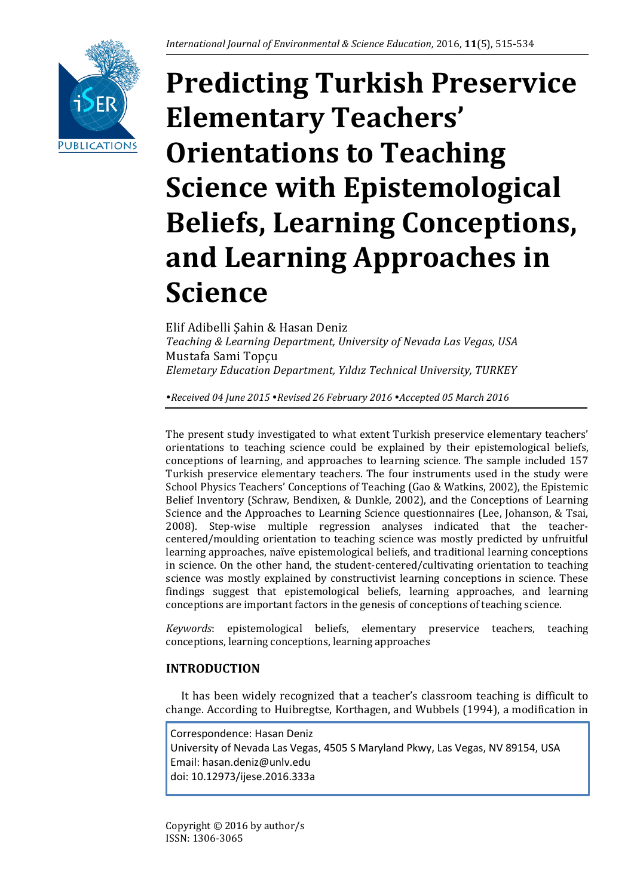# Predicting Turkish Preservice Elementary Teachers' Orientations to Teaching Science with Epistemological Beliefs, Learning Conceptions, and Learning Approaches in Science

Elif Adibelli Şahin & Hasan Deniz
*Teaching & Learning Department, University of Nevada Las Vegas, USA*
Mustafa Sami Topçu
*Elemetary Education Department, Yıldız Technical University, TURKEY*

*•Received 04 June 2015 •Revised 26 February 2016 •Accepted 05 March 2016*

The present study investigated to what extent Turkish preservice elementary teachers' orientations to teaching science could be explained by their epistemological beliefs, conceptions of learning, and approaches to learning science. The sample included 157 Turkish preservice elementary teachers. The four instruments used in the study were School Physics Teachers' Conceptions of Teaching (Gao & Watkins, 2002), the Epistemic Belief Inventory (Schraw, Bendixen, & Dunkle, 2002), and the Conceptions of Learning Science and the Approaches to Learning Science questionnaires (Lee, Johanson, & Tsai, 2008). Step-wise multiple regression analyses indicated that the teacher-centered/moulding orientation to teaching science was mostly predicted by unfruitful learning approaches, naïve epistemological beliefs, and traditional learning conceptions in science. On the other hand, the student-centered/cultivating orientation to teaching science was mostly explained by constructivist learning conceptions in science. These findings suggest that epistemological beliefs, learning approaches, and learning conceptions are important factors in the genesis of conceptions of teaching science.

*Keywords*: epistemological beliefs, elementary preservice teachers, teaching conceptions, learning conceptions, learning approaches

## INTRODUCTION

It has been widely recognized that a teacher's classroom teaching is difficult to change. According to Huibregtse, Korthagen, and Wubbels (1994), a modification in

Correspondence: Hasan Deniz
University of Nevada Las Vegas, 4505 S Maryland Pkwy, Las Vegas, NV 89154, USA
Email: hasan.deniz@unlv.edu
doi: 10.12973/ijese.2016.333a

Copyright © 2016 by author/s
ISSN: 1306-3065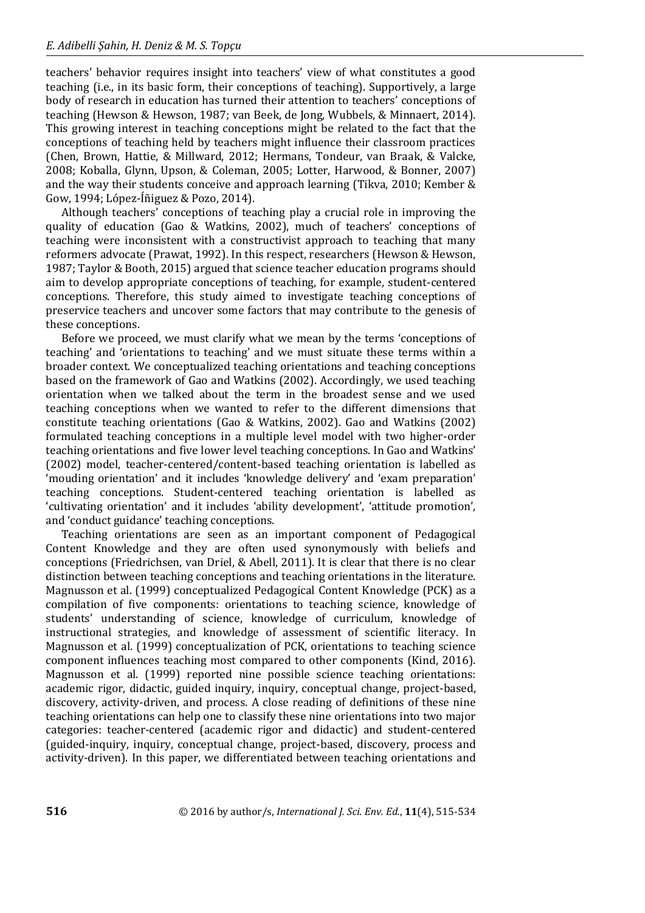teachers' behavior requires insight into teachers' view of what constitutes a good teaching (i.e., in its basic form, their conceptions of teaching). Supportively, a large body of research in education has turned their attention to teachers' conceptions of teaching (Hewson & Hewson, 1987; van Beek, de Jong, Wubbels, & Minnaert, 2014). This growing interest in teaching conceptions might be related to the fact that the conceptions of teaching held by teachers might influence their classroom practices (Chen, Brown, Hattie, & Millward, 2012; Hermans, Tondeur, van Braak, & Valcke, 2008; Koballa, Glynn, Upson, & Coleman, 2005; Lotter, Harwood, & Bonner, 2007) and the way their students conceive and approach learning (Tikva, 2010; Kember & Gow, 1994; López-Íñiguez & Pozo, 2014).

Although teachers' conceptions of teaching play a crucial role in improving the quality of education (Gao & Watkins, 2002), much of teachers' conceptions of teaching were inconsistent with a constructivist approach to teaching that many reformers advocate (Prawat, 1992). In this respect, researchers (Hewson & Hewson, 1987; Taylor & Booth, 2015) argued that science teacher education programs should aim to develop appropriate conceptions of teaching, for example, student-centered conceptions. Therefore, this study aimed to investigate teaching conceptions of preservice teachers and uncover some factors that may contribute to the genesis of these conceptions.

Before we proceed, we must clarify what we mean by the terms 'conceptions of teaching' and 'orientations to teaching' and we must situate these terms within a broader context. We conceptualized teaching orientations and teaching conceptions based on the framework of Gao and Watkins (2002). Accordingly, we used teaching orientation when we talked about the term in the broadest sense and we used teaching conceptions when we wanted to refer to the different dimensions that constitute teaching orientations (Gao & Watkins, 2002). Gao and Watkins (2002) formulated teaching conceptions in a multiple level model with two higher-order teaching orientations and five lower level teaching conceptions. In Gao and Watkins' (2002) model, teacher-centered/content-based teaching orientation is labelled as 'mouding orientation' and it includes 'knowledge delivery' and 'exam preparation' teaching conceptions. Student-centered teaching orientation is labelled as 'cultivating orientation' and it includes 'ability development', 'attitude promotion', and 'conduct guidance' teaching conceptions.

Teaching orientations are seen as an important component of Pedagogical Content Knowledge and they are often used synonymously with beliefs and conceptions (Friedrichsen, van Driel, & Abell, 2011). It is clear that there is no clear distinction between teaching conceptions and teaching orientations in the literature. Magnusson et al. (1999) conceptualized Pedagogical Content Knowledge (PCK) as a compilation of five components: orientations to teaching science, knowledge of students' understanding of science, knowledge of curriculum, knowledge of instructional strategies, and knowledge of assessment of scientific literacy. In Magnusson et al. (1999) conceptualization of PCK, orientations to teaching science component influences teaching most compared to other components (Kind, 2016). Magnusson et al. (1999) reported nine possible science teaching orientations: academic rigor, didactic, guided inquiry, inquiry, conceptual change, project-based, discovery, activity-driven, and process. A close reading of definitions of these nine teaching orientations can help one to classify these nine orientations into two major categories: teacher-centered (academic rigor and didactic) and student-centered (guided-inquiry, inquiry, conceptual change, project-based, discovery, process and activity-driven). In this paper, we differentiated between teaching orientations and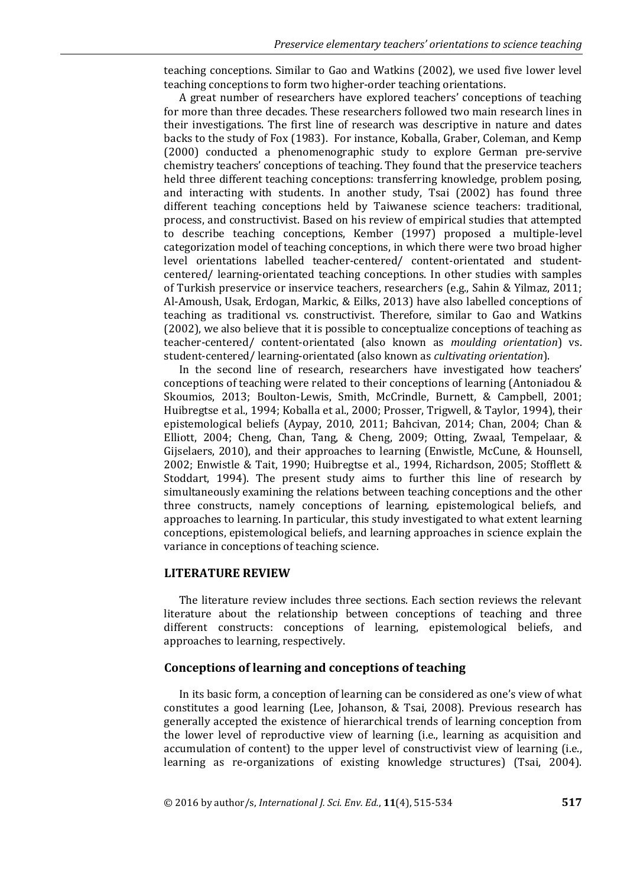teaching conceptions. Similar to Gao and Watkins (2002), we used five lower level teaching conceptions to form two higher-order teaching orientations.

A great number of researchers have explored teachers' conceptions of teaching for more than three decades. These researchers followed two main research lines in their investigations. The first line of research was descriptive in nature and dates backs to the study of Fox (1983). For instance, Koballa, Graber, Coleman, and Kemp (2000) conducted a phenomenographic study to explore German pre-servive chemistry teachers' conceptions of teaching. They found that the preservice teachers held three different teaching conceptions: transferring knowledge, problem posing, and interacting with students. In another study, Tsai (2002) has found three different teaching conceptions held by Taiwanese science teachers: traditional, process, and constructivist. Based on his review of empirical studies that attempted to describe teaching conceptions, Kember (1997) proposed a multiple-level categorization model of teaching conceptions, in which there were two broad higher level orientations labelled teacher-centered/ content-orientated and student-centered/ learning-orientated teaching conceptions. In other studies with samples of Turkish preservice or inservice teachers, researchers (e.g., Sahin & Yilmaz, 2011; Al-Amoush, Usak, Erdogan, Markic, & Eilks, 2013) have also labelled conceptions of teaching as traditional vs. constructivist. Therefore, similar to Gao and Watkins (2002), we also believe that it is possible to conceptualize conceptions of teaching as teacher-centered/ content-orientated (also known as *moulding orientation*) vs. student-centered/ learning-orientated (also known as *cultivating orientation*).

In the second line of research, researchers have investigated how teachers' conceptions of teaching were related to their conceptions of learning (Antoniadou & Skoumios, 2013; Boulton-Lewis, Smith, McCrindle, Burnett, & Campbell, 2001; Huibregtse et al., 1994; Koballa et al., 2000; Prosser, Trigwell, & Taylor, 1994), their epistemological beliefs (Aypay, 2010, 2011; Bahcivan, 2014; Chan, 2004; Chan & Elliott, 2004; Cheng, Chan, Tang, & Cheng, 2009; Otting, Zwaal, Tempelaar, & Gijselaers, 2010), and their approaches to learning (Enwistle, McCune, & Hounsell, 2002; Enwistle & Tait, 1990; Huibregtse et al., 1994, Richardson, 2005; Stofflett & Stoddart, 1994). The present study aims to further this line of research by simultaneously examining the relations between teaching conceptions and the other three constructs, namely conceptions of learning, epistemological beliefs, and approaches to learning. In particular, this study investigated to what extent learning conceptions, epistemological beliefs, and learning approaches in science explain the variance in conceptions of teaching science.

## LITERATURE REVIEW

The literature review includes three sections. Each section reviews the relevant literature about the relationship between conceptions of teaching and three different constructs: conceptions of learning, epistemological beliefs, and approaches to learning, respectively.

### Conceptions of learning and conceptions of teaching

In its basic form, a conception of learning can be considered as one's view of what constitutes a good learning (Lee, Johanson, & Tsai, 2008). Previous research has generally accepted the existence of hierarchical trends of learning conception from the lower level of reproductive view of learning (i.e., learning as acquisition and accumulation of content) to the upper level of constructivist view of learning (i.e., learning as re-organizations of existing knowledge structures) (Tsai, 2004).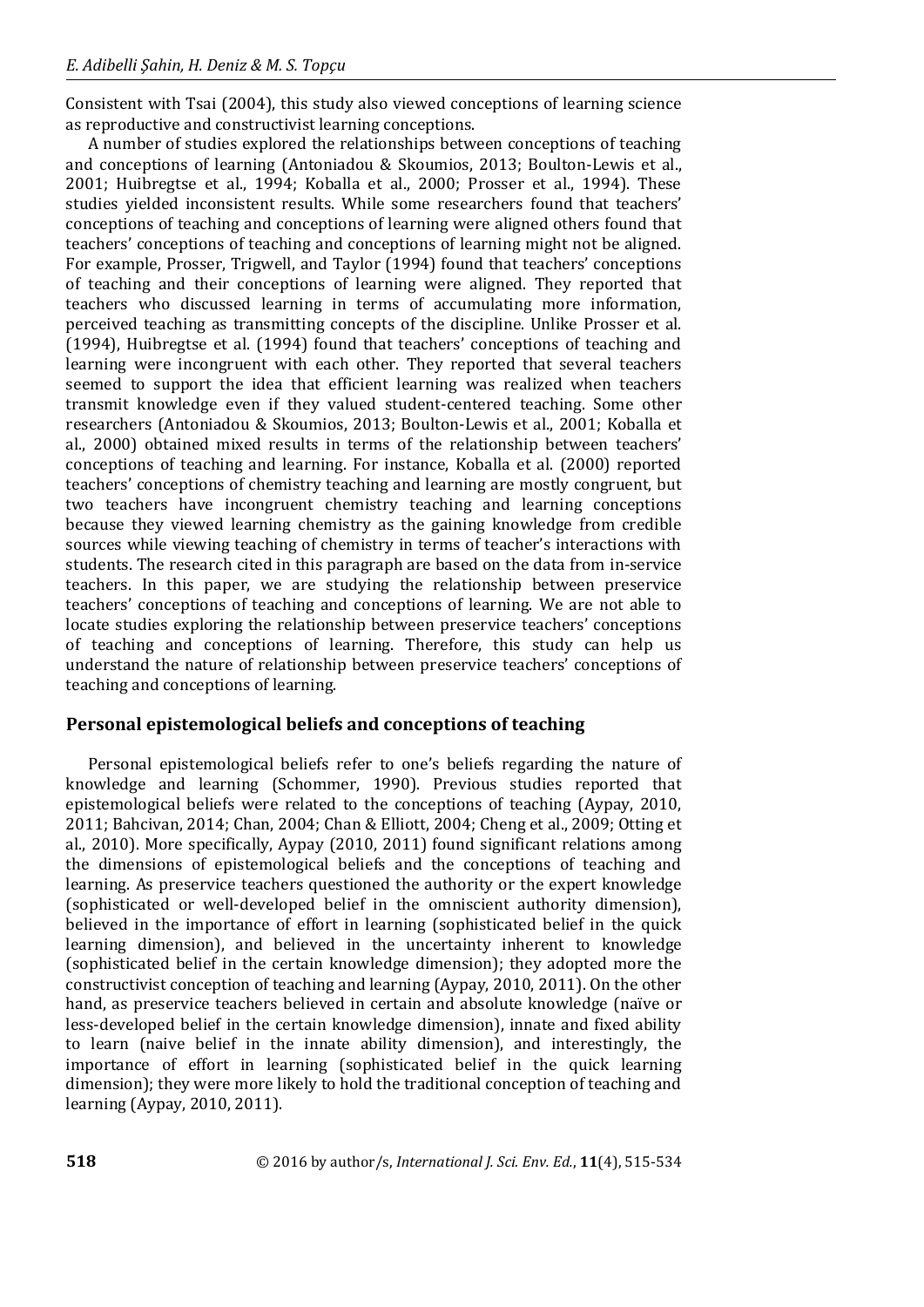Consistent with Tsai (2004), this study also viewed conceptions of learning science as reproductive and constructivist learning conceptions.

A number of studies explored the relationships between conceptions of teaching and conceptions of learning (Antoniadou & Skoumios, 2013; Boulton-Lewis et al., 2001; Huibregtse et al., 1994; Koballa et al., 2000; Prosser et al., 1994). These studies yielded inconsistent results. While some researchers found that teachers' conceptions of teaching and conceptions of learning were aligned others found that teachers' conceptions of teaching and conceptions of learning might not be aligned. For example, Prosser, Trigwell, and Taylor (1994) found that teachers' conceptions of teaching and their conceptions of learning were aligned. They reported that teachers who discussed learning in terms of accumulating more information, perceived teaching as transmitting concepts of the discipline. Unlike Prosser et al. (1994), Huibregtse et al. (1994) found that teachers' conceptions of teaching and learning were incongruent with each other. They reported that several teachers seemed to support the idea that efficient learning was realized when teachers transmit knowledge even if they valued student-centered teaching. Some other researchers (Antoniadou & Skoumios, 2013; Boulton-Lewis et al., 2001; Koballa et al., 2000) obtained mixed results in terms of the relationship between teachers' conceptions of teaching and learning. For instance, Koballa et al. (2000) reported teachers' conceptions of chemistry teaching and learning are mostly congruent, but two teachers have incongruent chemistry teaching and learning conceptions because they viewed learning chemistry as the gaining knowledge from credible sources while viewing teaching of chemistry in terms of teacher's interactions with students. The research cited in this paragraph are based on the data from in-service teachers. In this paper, we are studying the relationship between preservice teachers' conceptions of teaching and conceptions of learning. We are not able to locate studies exploring the relationship between preservice teachers' conceptions of teaching and conceptions of learning. Therefore, this study can help us understand the nature of relationship between preservice teachers' conceptions of teaching and conceptions of learning.

## Personal epistemological beliefs and conceptions of teaching

Personal epistemological beliefs refer to one's beliefs regarding the nature of knowledge and learning (Schommer, 1990). Previous studies reported that epistemological beliefs were related to the conceptions of teaching (Aypay, 2010, 2011; Bahcivan, 2014; Chan, 2004; Chan & Elliott, 2004; Cheng et al., 2009; Otting et al., 2010). More specifically, Aypay (2010, 2011) found significant relations among the dimensions of epistemological beliefs and the conceptions of teaching and learning. As preservice teachers questioned the authority or the expert knowledge (sophisticated or well-developed belief in the omniscient authority dimension), believed in the importance of effort in learning (sophisticated belief in the quick learning dimension), and believed in the uncertainty inherent to knowledge (sophisticated belief in the certain knowledge dimension); they adopted more the constructivist conception of teaching and learning (Aypay, 2010, 2011). On the other hand, as preservice teachers believed in certain and absolute knowledge (naïve or less-developed belief in the certain knowledge dimension), innate and fixed ability to learn (naive belief in the innate ability dimension), and interestingly, the importance of effort in learning (sophisticated belief in the quick learning dimension); they were more likely to hold the traditional conception of teaching and learning (Aypay, 2010, 2011).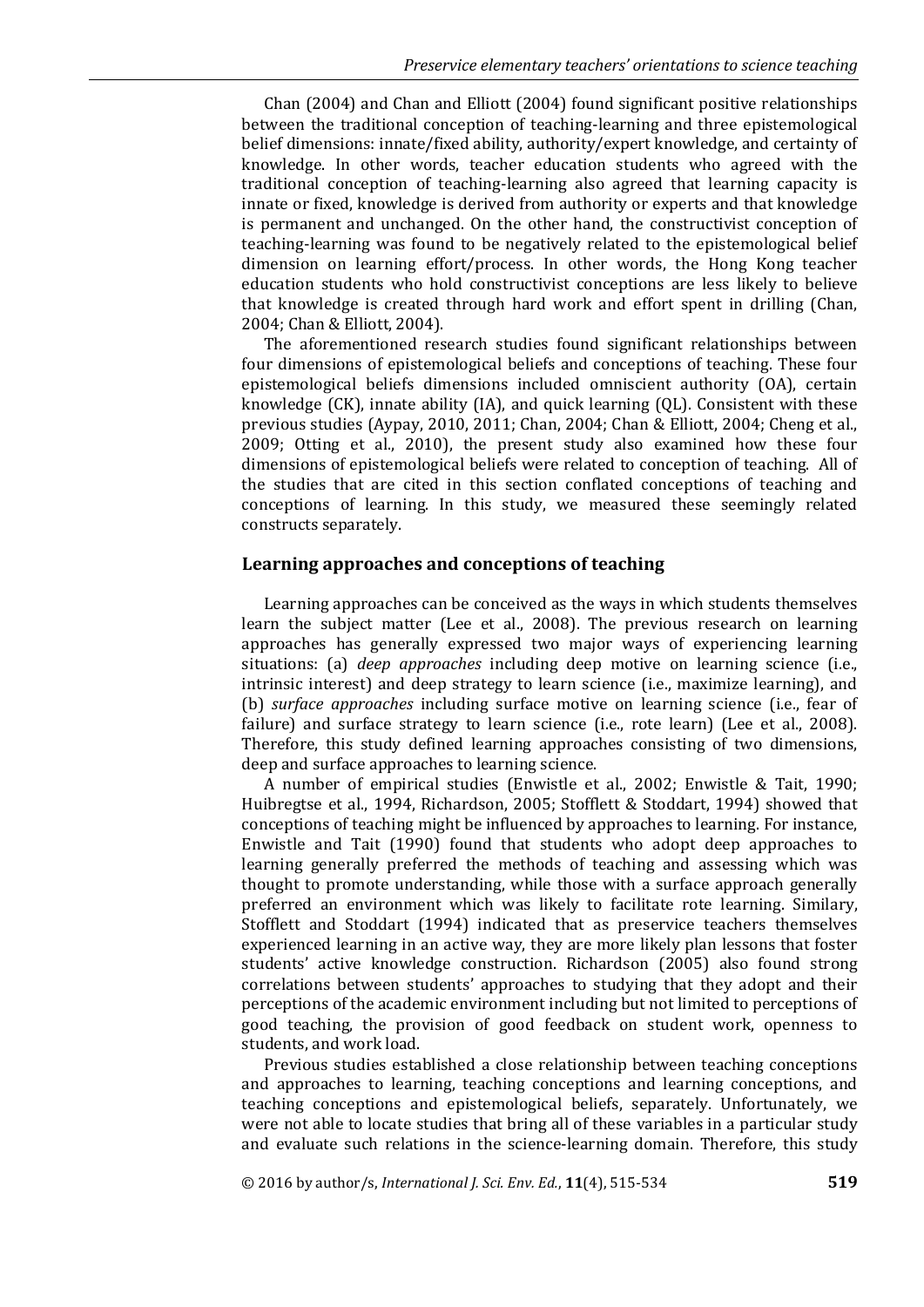Chan (2004) and Chan and Elliott (2004) found significant positive relationships between the traditional conception of teaching-learning and three epistemological belief dimensions: innate/fixed ability, authority/expert knowledge, and certainty of knowledge. In other words, teacher education students who agreed with the traditional conception of teaching-learning also agreed that learning capacity is innate or fixed, knowledge is derived from authority or experts and that knowledge is permanent and unchanged. On the other hand, the constructivist conception of teaching-learning was found to be negatively related to the epistemological belief dimension on learning effort/process. In other words, the Hong Kong teacher education students who hold constructivist conceptions are less likely to believe that knowledge is created through hard work and effort spent in drilling (Chan, 2004; Chan & Elliott, 2004).

The aforementioned research studies found significant relationships between four dimensions of epistemological beliefs and conceptions of teaching. These four epistemological beliefs dimensions included omniscient authority (OA), certain knowledge (CK), innate ability (IA), and quick learning (QL). Consistent with these previous studies (Aypay, 2010, 2011; Chan, 2004; Chan & Elliott, 2004; Cheng et al., 2009; Otting et al., 2010), the present study also examined how these four dimensions of epistemological beliefs were related to conception of teaching. All of the studies that are cited in this section conflated conceptions of teaching and conceptions of learning. In this study, we measured these seemingly related constructs separately.

## Learning approaches and conceptions of teaching

Learning approaches can be conceived as the ways in which students themselves learn the subject matter (Lee et al., 2008). The previous research on learning approaches has generally expressed two major ways of experiencing learning situations: (a) *deep approaches* including deep motive on learning science (i.e., intrinsic interest) and deep strategy to learn science (i.e., maximize learning), and (b) *surface approaches* including surface motive on learning science (i.e., fear of failure) and surface strategy to learn science (i.e., rote learn) (Lee et al., 2008). Therefore, this study defined learning approaches consisting of two dimensions, deep and surface approaches to learning science.

A number of empirical studies (Enwistle et al., 2002; Enwistle & Tait, 1990; Huibregtse et al., 1994, Richardson, 2005; Stofflett & Stoddart, 1994) showed that conceptions of teaching might be influenced by approaches to learning. For instance, Enwistle and Tait (1990) found that students who adopt deep approaches to learning generally preferred the methods of teaching and assessing which was thought to promote understanding, while those with a surface approach generally preferred an environment which was likely to facilitate rote learning. Similary, Stofflett and Stoddart (1994) indicated that as preservice teachers themselves experienced learning in an active way, they are more likely plan lessons that foster students' active knowledge construction. Richardson (2005) also found strong correlations between students' approaches to studying that they adopt and their perceptions of the academic environment including but not limited to perceptions of good teaching, the provision of good feedback on student work, openness to students, and work load.

Previous studies established a close relationship between teaching conceptions and approaches to learning, teaching conceptions and learning conceptions, and teaching conceptions and epistemological beliefs, separately. Unfortunately, we were not able to locate studies that bring all of these variables in a particular study and evaluate such relations in the science-learning domain. Therefore, this study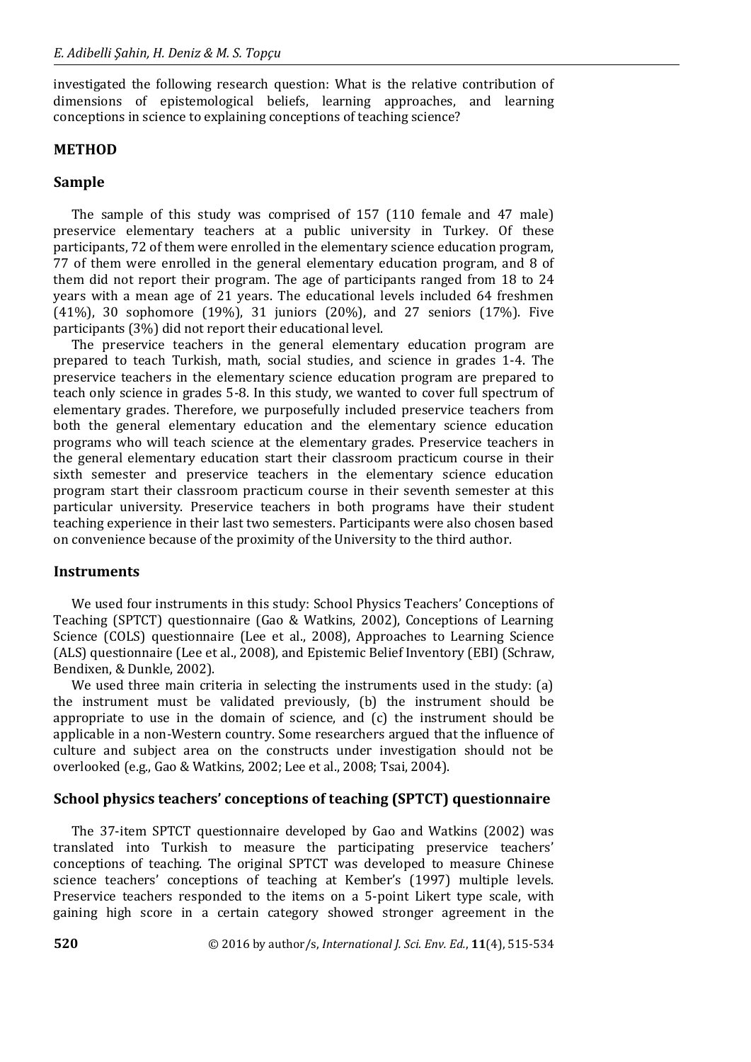investigated the following research question: What is the relative contribution of dimensions of epistemological beliefs, learning approaches, and learning conceptions in science to explaining conceptions of teaching science?

## METHOD

### Sample

The sample of this study was comprised of 157 (110 female and 47 male) preservice elementary teachers at a public university in Turkey. Of these participants, 72 of them were enrolled in the elementary science education program, 77 of them were enrolled in the general elementary education program, and 8 of them did not report their program. The age of participants ranged from 18 to 24 years with a mean age of 21 years. The educational levels included 64 freshmen (41%), 30 sophomore (19%), 31 juniors (20%), and 27 seniors (17%). Five participants (3%) did not report their educational level.

The preservice teachers in the general elementary education program are prepared to teach Turkish, math, social studies, and science in grades 1-4. The preservice teachers in the elementary science education program are prepared to teach only science in grades 5-8. In this study, we wanted to cover full spectrum of elementary grades. Therefore, we purposefully included preservice teachers from both the general elementary education and the elementary science education programs who will teach science at the elementary grades. Preservice teachers in the general elementary education start their classroom practicum course in their sixth semester and preservice teachers in the elementary science education program start their classroom practicum course in their seventh semester at this particular university. Preservice teachers in both programs have their student teaching experience in their last two semesters. Participants were also chosen based on convenience because of the proximity of the University to the third author.

### Instruments

We used four instruments in this study: School Physics Teachers' Conceptions of Teaching (SPTCT) questionnaire (Gao & Watkins, 2002), Conceptions of Learning Science (COLS) questionnaire (Lee et al., 2008), Approaches to Learning Science (ALS) questionnaire (Lee et al., 2008), and Epistemic Belief Inventory (EBI) (Schraw, Bendixen, & Dunkle, 2002).

We used three main criteria in selecting the instruments used in the study: (a) the instrument must be validated previously, (b) the instrument should be appropriate to use in the domain of science, and (c) the instrument should be applicable in a non-Western country. Some researchers argued that the influence of culture and subject area on the constructs under investigation should not be overlooked (e.g., Gao & Watkins, 2002; Lee et al., 2008; Tsai, 2004).

### School physics teachers' conceptions of teaching (SPTCT) questionnaire

The 37-item SPTCT questionnaire developed by Gao and Watkins (2002) was translated into Turkish to measure the participating preservice teachers' conceptions of teaching. The original SPTCT was developed to measure Chinese science teachers' conceptions of teaching at Kember's (1997) multiple levels. Preservice teachers responded to the items on a 5-point Likert type scale, with gaining high score in a certain category showed stronger agreement in the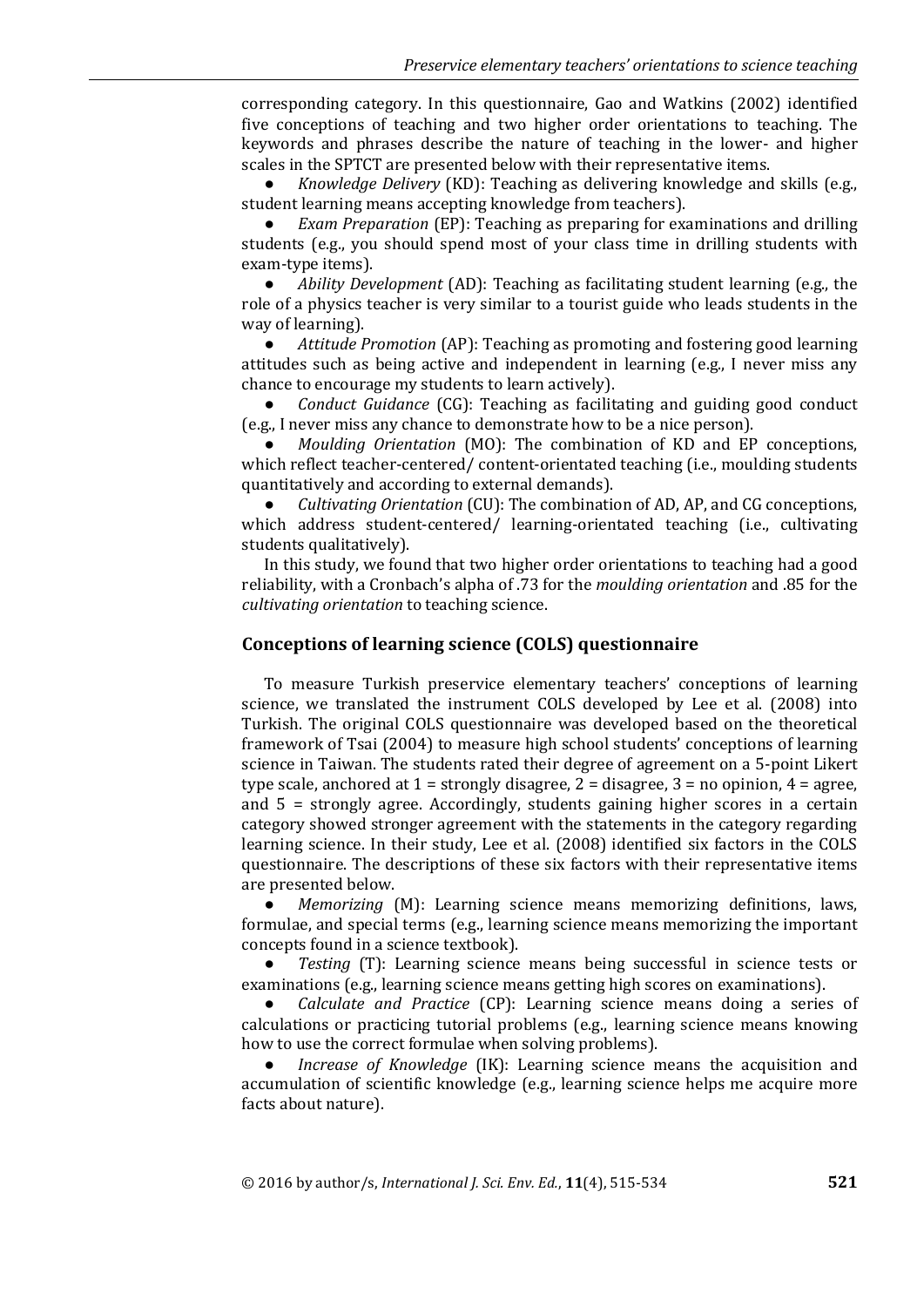corresponding category. In this questionnaire, Gao and Watkins (2002) identified five conceptions of teaching and two higher order orientations to teaching. The keywords and phrases describe the nature of teaching in the lower- and higher scales in the SPTCT are presented below with their representative items.

- *Knowledge Delivery* (KD): Teaching as delivering knowledge and skills (e.g., student learning means accepting knowledge from teachers).
- *Exam Preparation* (EP): Teaching as preparing for examinations and drilling students (e.g., you should spend most of your class time in drilling students with exam-type items).
- *Ability Development* (AD): Teaching as facilitating student learning (e.g., the role of a physics teacher is very similar to a tourist guide who leads students in the way of learning).
- *Attitude Promotion* (AP): Teaching as promoting and fostering good learning attitudes such as being active and independent in learning (e.g., I never miss any chance to encourage my students to learn actively).
- *Conduct Guidance* (CG): Teaching as facilitating and guiding good conduct (e.g., I never miss any chance to demonstrate how to be a nice person).
- *Moulding Orientation* (MO): The combination of KD and EP conceptions, which reflect teacher-centered/ content-orientated teaching (i.e., moulding students quantitatively and according to external demands).
- *Cultivating Orientation* (CU): The combination of AD, AP, and CG conceptions, which address student-centered/ learning-orientated teaching (i.e., cultivating students qualitatively).

In this study, we found that two higher order orientations to teaching had a good reliability, with a Cronbach's alpha of .73 for the *moulding orientation* and .85 for the *cultivating orientation* to teaching science.

## Conceptions of learning science (COLS) questionnaire

To measure Turkish preservice elementary teachers' conceptions of learning science, we translated the instrument COLS developed by Lee et al. (2008) into Turkish. The original COLS questionnaire was developed based on the theoretical framework of Tsai (2004) to measure high school students' conceptions of learning science in Taiwan. The students rated their degree of agreement on a 5-point Likert type scale, anchored at 1 = strongly disagree, 2 = disagree, 3 = no opinion, 4 = agree, and 5 = strongly agree. Accordingly, students gaining higher scores in a certain category showed stronger agreement with the statements in the category regarding learning science. In their study, Lee et al. (2008) identified six factors in the COLS questionnaire. The descriptions of these six factors with their representative items are presented below.

- *Memorizing* (M): Learning science means memorizing definitions, laws, formulae, and special terms (e.g., learning science means memorizing the important concepts found in a science textbook).
- *Testing* (T): Learning science means being successful in science tests or examinations (e.g., learning science means getting high scores on examinations).
- *Calculate and Practice* (CP): Learning science means doing a series of calculations or practicing tutorial problems (e.g., learning science means knowing how to use the correct formulae when solving problems).
- *Increase of Knowledge* (IK): Learning science means the acquisition and accumulation of scientific knowledge (e.g., learning science helps me acquire more facts about nature).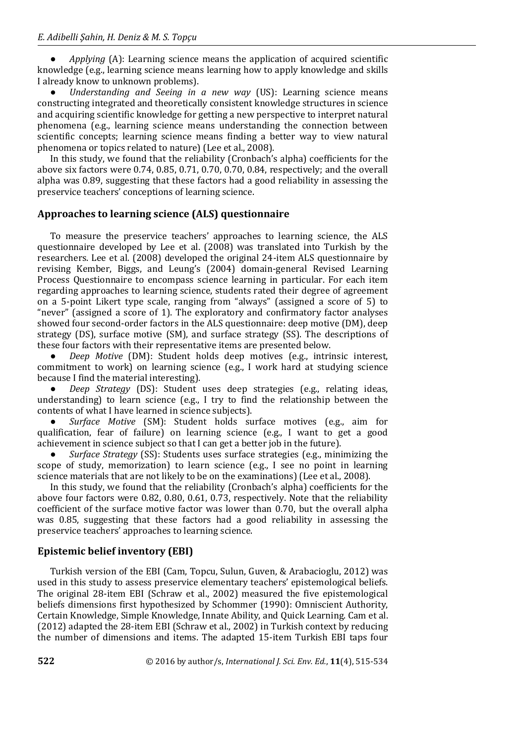- *Applying* (A): Learning science means the application of acquired scientific knowledge (e.g., learning science means learning how to apply knowledge and skills I already know to unknown problems).
- *Understanding and Seeing in a new way* (US): Learning science means constructing integrated and theoretically consistent knowledge structures in science and acquiring scientific knowledge for getting a new perspective to interpret natural phenomena (e.g., learning science means understanding the connection between scientific concepts; learning science means finding a better way to view natural phenomena or topics related to nature) (Lee et al., 2008).

In this study, we found that the reliability (Cronbach's alpha) coefficients for the above six factors were 0.74, 0.85, 0.71, 0.70, 0.70, 0.84, respectively; and the overall alpha was 0.89, suggesting that these factors had a good reliability in assessing the preservice teachers' conceptions of learning science.

## Approaches to learning science (ALS) questionnaire

To measure the preservice teachers' approaches to learning science, the ALS questionnaire developed by Lee et al. (2008) was translated into Turkish by the researchers. Lee et al. (2008) developed the original 24-item ALS questionnaire by revising Kember, Biggs, and Leung's (2004) domain-general Revised Learning Process Questionnaire to encompass science learning in particular. For each item regarding approaches to learning science, students rated their degree of agreement on a 5-point Likert type scale, ranging from "always" (assigned a score of 5) to "never" (assigned a score of 1). The exploratory and confirmatory factor analyses showed four second-order factors in the ALS questionnaire: deep motive (DM), deep strategy (DS), surface motive (SM), and surface strategy (SS). The descriptions of these four factors with their representative items are presented below.

- *Deep Motive* (DM): Student holds deep motives (e.g., intrinsic interest, commitment to work) on learning science (e.g., I work hard at studying science because I find the material interesting).
- *Deep Strategy* (DS): Student uses deep strategies (e.g., relating ideas, understanding) to learn science (e.g., I try to find the relationship between the contents of what I have learned in science subjects).
- *Surface Motive* (SM): Student holds surface motives (e.g., aim for qualification, fear of failure) on learning science (e.g., I want to get a good achievement in science subject so that I can get a better job in the future).
- *Surface Strategy* (SS): Students uses surface strategies (e.g., minimizing the scope of study, memorization) to learn science (e.g., I see no point in learning science materials that are not likely to be on the examinations) (Lee et al., 2008).

In this study, we found that the reliability (Cronbach's alpha) coefficients for the above four factors were 0.82, 0.80, 0.61, 0.73, respectively. Note that the reliability coefficient of the surface motive factor was lower than 0.70, but the overall alpha was 0.85, suggesting that these factors had a good reliability in assessing the preservice teachers' approaches to learning science.

## Epistemic belief inventory (EBI)

Turkish version of the EBI (Cam, Topcu, Sulun, Guven, & Arabacioglu, 2012) was used in this study to assess preservice elementary teachers' epistemological beliefs. The original 28-item EBI (Schraw et al., 2002) measured the five epistemological beliefs dimensions first hypothesized by Schommer (1990): Omniscient Authority, Certain Knowledge, Simple Knowledge, Innate Ability, and Quick Learning. Cam et al. (2012) adapted the 28-item EBI (Schraw et al., 2002) in Turkish context by reducing the number of dimensions and items. The adapted 15-item Turkish EBI taps four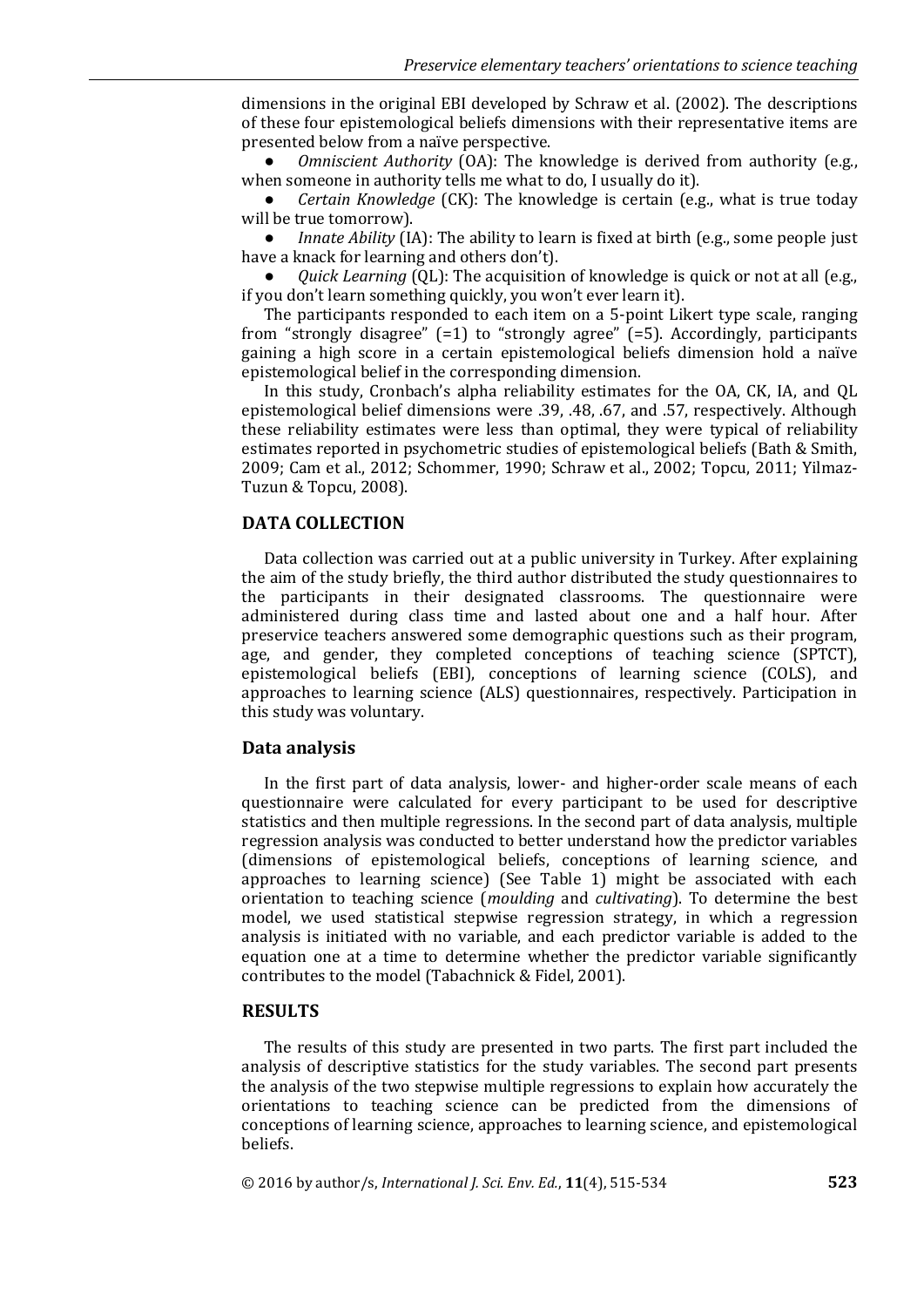dimensions in the original EBI developed by Schraw et al. (2002). The descriptions of these four epistemological beliefs dimensions with their representative items are presented below from a naïve perspective.

- *Omniscient Authority* (OA): The knowledge is derived from authority (e.g., when someone in authority tells me what to do, I usually do it).
- *Certain Knowledge* (CK): The knowledge is certain (e.g., what is true today will be true tomorrow).
- *Innate Ability* (IA): The ability to learn is fixed at birth (e.g., some people just have a knack for learning and others don't).
- *Quick Learning* (QL): The acquisition of knowledge is quick or not at all (e.g., if you don't learn something quickly, you won't ever learn it).

The participants responded to each item on a 5-point Likert type scale, ranging from "strongly disagree" (=1) to "strongly agree" (=5). Accordingly, participants gaining a high score in a certain epistemological beliefs dimension hold a naïve epistemological belief in the corresponding dimension.

In this study, Cronbach's alpha reliability estimates for the OA, CK, IA, and QL epistemological belief dimensions were .39, .48, .67, and .57, respectively. Although these reliability estimates were less than optimal, they were typical of reliability estimates reported in psychometric studies of epistemological beliefs (Bath & Smith, 2009; Cam et al., 2012; Schommer, 1990; Schraw et al., 2002; Topcu, 2011; Yilmaz-Tuzun & Topcu, 2008).

## DATA COLLECTION

Data collection was carried out at a public university in Turkey. After explaining the aim of the study briefly, the third author distributed the study questionnaires to the participants in their designated classrooms. The questionnaire were administered during class time and lasted about one and a half hour. After preservice teachers answered some demographic questions such as their program, age, and gender, they completed conceptions of teaching science (SPTCT), epistemological beliefs (EBI), conceptions of learning science (COLS), and approaches to learning science (ALS) questionnaires, respectively. Participation in this study was voluntary.

### Data analysis

In the first part of data analysis, lower- and higher-order scale means of each questionnaire were calculated for every participant to be used for descriptive statistics and then multiple regressions. In the second part of data analysis, multiple regression analysis was conducted to better understand how the predictor variables (dimensions of epistemological beliefs, conceptions of learning science, and approaches to learning science) (See Table 1) might be associated with each orientation to teaching science (*moulding* and *cultivating*). To determine the best model, we used statistical stepwise regression strategy, in which a regression analysis is initiated with no variable, and each predictor variable is added to the equation one at a time to determine whether the predictor variable significantly contributes to the model (Tabachnick & Fidel, 2001).

## RESULTS

The results of this study are presented in two parts. The first part included the analysis of descriptive statistics for the study variables. The second part presents the analysis of the two stepwise multiple regressions to explain how accurately the orientations to teaching science can be predicted from the dimensions of conceptions of learning science, approaches to learning science, and epistemological beliefs.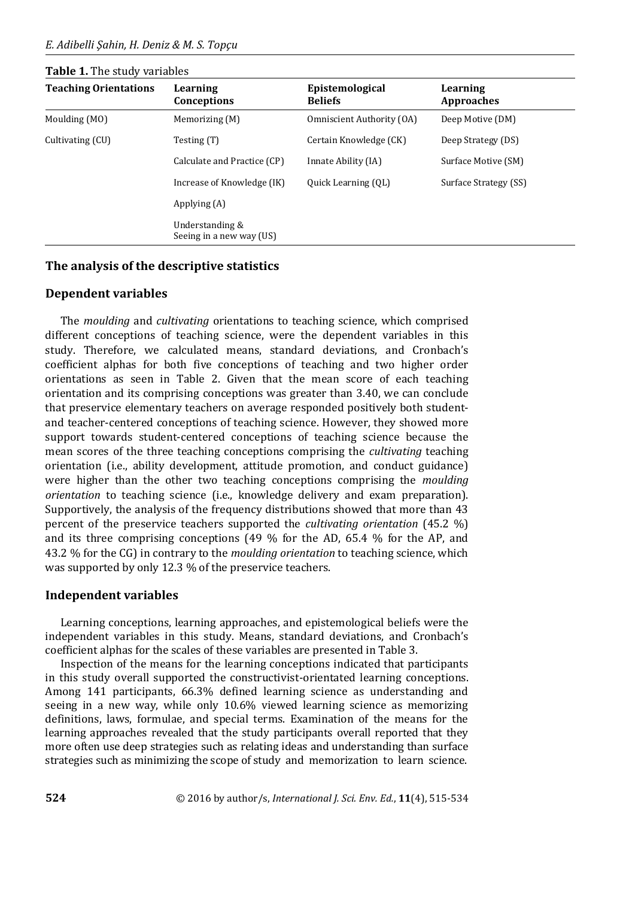**Table 1.** The study variables

| Teaching Orientations | Learning Conceptions | Epistemological Beliefs | Learning Approaches |
|---|---|---|---|
| Moulding (MO) | Memorizing (M) | Omniscient Authority (OA) | Deep Motive (DM) |
| Cultivating (CU) | Testing (T) | Certain Knowledge (CK) | Deep Strategy (DS) |
| | Calculate and Practice (CP) | Innate Ability (IA) | Surface Motive (SM) |
| | Increase of Knowledge (IK) | Quick Learning (QL) | Surface Strategy (SS) |
| | Applying (A) | | |
| | Understanding & Seeing in a new way (US) | | |

## The analysis of the descriptive statistics

### Dependent variables

The *moulding* and *cultivating* orientations to teaching science, which comprised different conceptions of teaching science, were the dependent variables in this study. Therefore, we calculated means, standard deviations, and Cronbach's coefficient alphas for both five conceptions of teaching and two higher order orientations as seen in Table 2. Given that the mean score of each teaching orientation and its comprising conceptions was greater than 3.40, we can conclude that preservice elementary teachers on average responded positively both student- and teacher-centered conceptions of teaching science. However, they showed more support towards student-centered conceptions of teaching science because the mean scores of the three teaching conceptions comprising the *cultivating* teaching orientation (i.e., ability development, attitude promotion, and conduct guidance) were higher than the other two teaching conceptions comprising the *moulding orientation* to teaching science (i.e., knowledge delivery and exam preparation). Supportively, the analysis of the frequency distributions showed that more than 43 percent of the preservice teachers supported the *cultivating orientation* (45.2 %) and its three comprising conceptions (49 % for the AD, 65.4 % for the AP, and 43.2 % for the CG) in contrary to the *moulding orientation* to teaching science, which was supported by only 12.3 % of the preservice teachers.

### Independent variables

Learning conceptions, learning approaches, and epistemological beliefs were the independent variables in this study. Means, standard deviations, and Cronbach's coefficient alphas for the scales of these variables are presented in Table 3.

Inspection of the means for the learning conceptions indicated that participants in this study overall supported the constructivist-orientated learning conceptions. Among 141 participants, 66.3% defined learning science as understanding and seeing in a new way, while only 10.6% viewed learning science as memorizing definitions, laws, formulae, and special terms. Examination of the means for the learning approaches revealed that the study participants overall reported that they more often use deep strategies such as relating ideas and understanding than surface strategies such as minimizing the scope of study and memorization to learn science.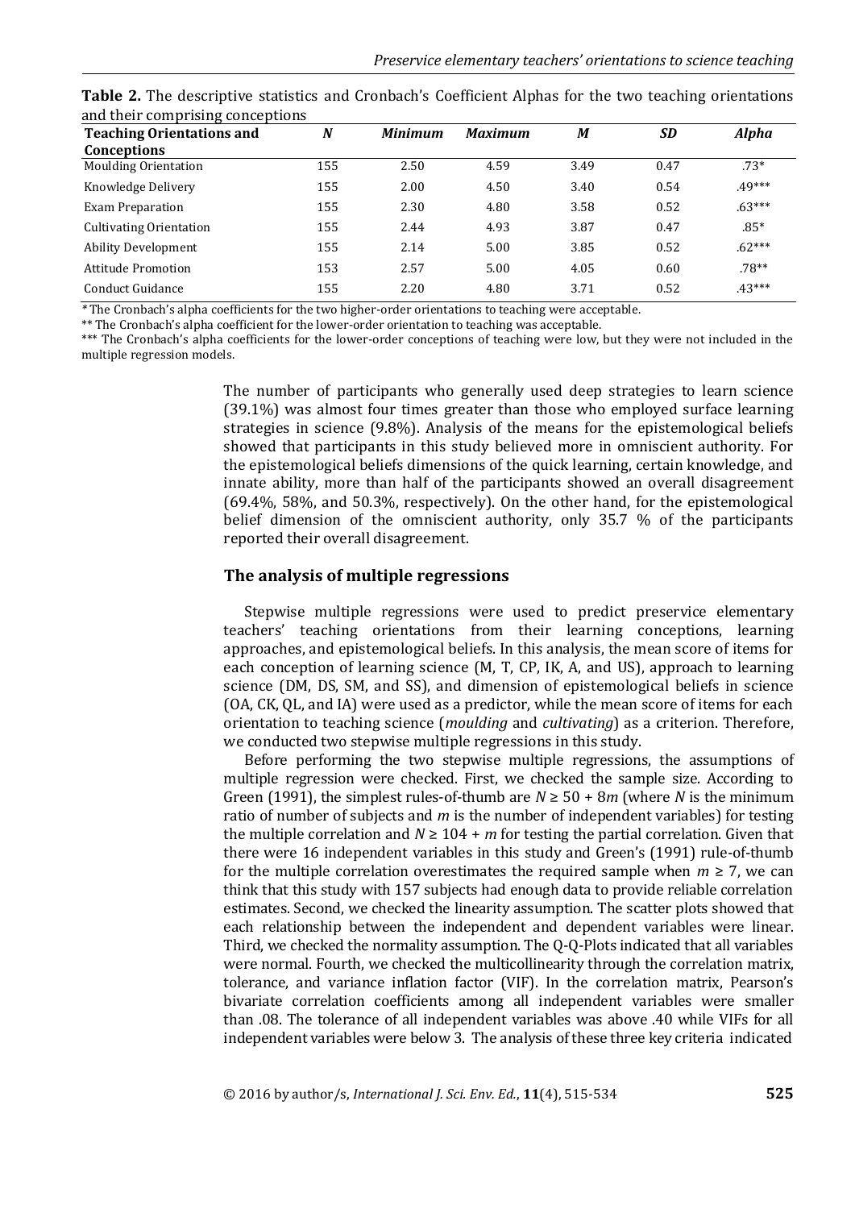**Table 2.** The descriptive statistics and Cronbach's Coefficient Alphas for the two teaching orientations and their comprising conceptions

| Teaching Orientations and Conceptions | *N* | *Minimum* | *Maximum* | *M* | *SD* | *Alpha* |
|---|---|---|---|---|---|---|
| Moulding Orientation | 155 | 2.50 | 4.59 | 3.49 | 0.47 | .73* |
| Knowledge Delivery | 155 | 2.00 | 4.50 | 3.40 | 0.54 | .49*** |
| Exam Preparation | 155 | 2.30 | 4.80 | 3.58 | 0.52 | .63*** |
| Cultivating Orientation | 155 | 2.44 | 4.93 | 3.87 | 0.47 | .85* |
| Ability Development | 155 | 2.14 | 5.00 | 3.85 | 0.52 | .62*** |
| Attitude Promotion | 153 | 2.57 | 5.00 | 4.05 | 0.60 | .78** |
| Conduct Guidance | 155 | 2.20 | 4.80 | 3.71 | 0.52 | .43*** |

*The Cronbach's alpha coefficients for the two higher-order orientations to teaching were acceptable.

** The Cronbach's alpha coefficient for the lower-order orientation to teaching was acceptable.

*** The Cronbach's alpha coefficients for the lower-order conceptions of teaching were low, but they were not included in the multiple regression models.

The number of participants who generally used deep strategies to learn science (39.1%) was almost four times greater than those who employed surface learning strategies in science (9.8%). Analysis of the means for the epistemological beliefs showed that participants in this study believed more in omniscient authority. For the epistemological beliefs dimensions of the quick learning, certain knowledge, and innate ability, more than half of the participants showed an overall disagreement (69.4%, 58%, and 50.3%, respectively). On the other hand, for the epistemological belief dimension of the omniscient authority, only 35.7 % of the participants reported their overall disagreement.

## The analysis of multiple regressions

Stepwise multiple regressions were used to predict preservice elementary teachers' teaching orientations from their learning conceptions, learning approaches, and epistemological beliefs. In this analysis, the mean score of items for each conception of learning science (M, T, CP, IK, A, and US), approach to learning science (DM, DS, SM, and SS), and dimension of epistemological beliefs in science (OA, CK, QL, and IA) were used as a predictor, while the mean score of items for each orientation to teaching science (*moulding* and *cultivating*) as a criterion. Therefore, we conducted two stepwise multiple regressions in this study.

Before performing the two stepwise multiple regressions, the assumptions of multiple regression were checked. First, we checked the sample size. According to Green (1991), the simplest rules-of-thumb are $N \geq 50 + 8m$ (where $N$ is the minimum ratio of number of subjects and $m$ is the number of independent variables) for testing the multiple correlation and $N \geq 104 + m$ for testing the partial correlation. Given that there were 16 independent variables in this study and Green's (1991) rule-of-thumb for the multiple correlation overestimates the required sample when $m \geq 7$, we can think that this study with 157 subjects had enough data to provide reliable correlation estimates. Second, we checked the linearity assumption. The scatter plots showed that each relationship between the independent and dependent variables were linear. Third, we checked the normality assumption. The Q-Q-Plots indicated that all variables were normal. Fourth, we checked the multicollinearity through the correlation matrix, tolerance, and variance inflation factor (VIF). In the correlation matrix, Pearson's bivariate correlation coefficients among all independent variables were smaller than .08. The tolerance of all independent variables was above .40 while VIFs for all independent variables were below 3. The analysis of these three key criteria indicated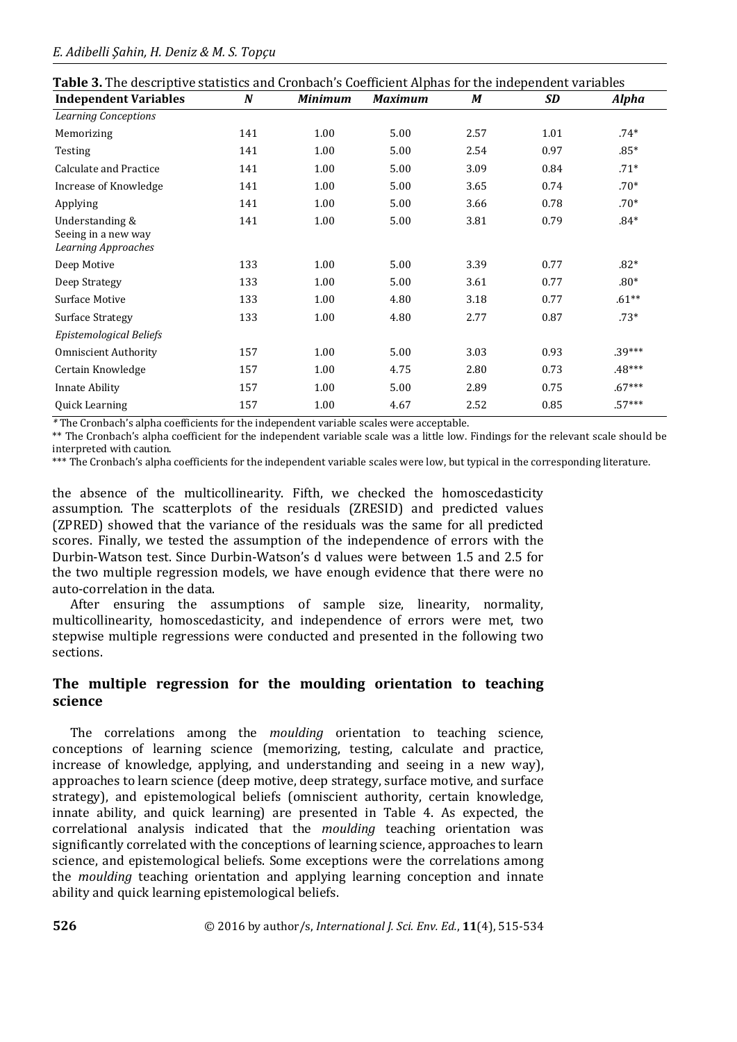**Table 3.** The descriptive statistics and Cronbach's Coefficient Alphas for the independent variables

| Independent Variables | N | Minimum | Maximum | M | SD | Alpha |
|---|---|---|---|---|---|---|
| *Learning Conceptions* | | | | | | |
| Memorizing | 141 | 1.00 | 5.00 | 2.57 | 1.01 | .74* |
| Testing | 141 | 1.00 | 5.00 | 2.54 | 0.97 | .85* |
| Calculate and Practice | 141 | 1.00 | 5.00 | 3.09 | 0.84 | .71* |
| Increase of Knowledge | 141 | 1.00 | 5.00 | 3.65 | 0.74 | .70* |
| Applying | 141 | 1.00 | 5.00 | 3.66 | 0.78 | .70* |
| Understanding & Seeing in a new way | 141 | 1.00 | 5.00 | 3.81 | 0.79 | .84* |
| *Learning Approaches* | | | | | | |
| Deep Motive | 133 | 1.00 | 5.00 | 3.39 | 0.77 | .82* |
| Deep Strategy | 133 | 1.00 | 5.00 | 3.61 | 0.77 | .80* |
| Surface Motive | 133 | 1.00 | 4.80 | 3.18 | 0.77 | .61** |
| Surface Strategy | 133 | 1.00 | 4.80 | 2.77 | 0.87 | .73* |
| *Epistemological Beliefs* | | | | | | |
| Omniscient Authority | 157 | 1.00 | 5.00 | 3.03 | 0.93 | .39*** |
| Certain Knowledge | 157 | 1.00 | 4.75 | 2.80 | 0.73 | .48*** |
| Innate Ability | 157 | 1.00 | 5.00 | 2.89 | 0.75 | .67*** |
| Quick Learning | 157 | 1.00 | 4.67 | 2.52 | 0.85 | .57*** |

*The Cronbach's alpha coefficients for the independent variable scales were acceptable.

** The Cronbach's alpha coefficient for the independent variable scale was a little low. Findings for the relevant scale should be interpreted with caution.

*** The Cronbach's alpha coefficients for the independent variable scales were low, but typical in the corresponding literature.

the absence of the multicollinearity. Fifth, we checked the homoscedasticity assumption. The scatterplots of the residuals (ZRESID) and predicted values (ZPRED) showed that the variance of the residuals was the same for all predicted scores. Finally, we tested the assumption of the independence of errors with the Durbin-Watson test. Since Durbin-Watson's d values were between 1.5 and 2.5 for the two multiple regression models, we have enough evidence that there were no auto-correlation in the data.

After ensuring the assumptions of sample size, linearity, normality, multicollinearity, homoscedasticity, and independence of errors were met, two stepwise multiple regressions were conducted and presented in the following two sections.

## The multiple regression for the moulding orientation to teaching science

The correlations among the *moulding* orientation to teaching science, conceptions of learning science (memorizing, testing, calculate and practice, increase of knowledge, applying, and understanding and seeing in a new way), approaches to learn science (deep motive, deep strategy, surface motive, and surface strategy), and epistemological beliefs (omniscient authority, certain knowledge, innate ability, and quick learning) are presented in Table 4. As expected, the correlational analysis indicated that the *moulding* teaching orientation was significantly correlated with the conceptions of learning science, approaches to learn science, and epistemological beliefs. Some exceptions were the correlations among the *moulding* teaching orientation and applying learning conception and innate ability and quick learning epistemological beliefs.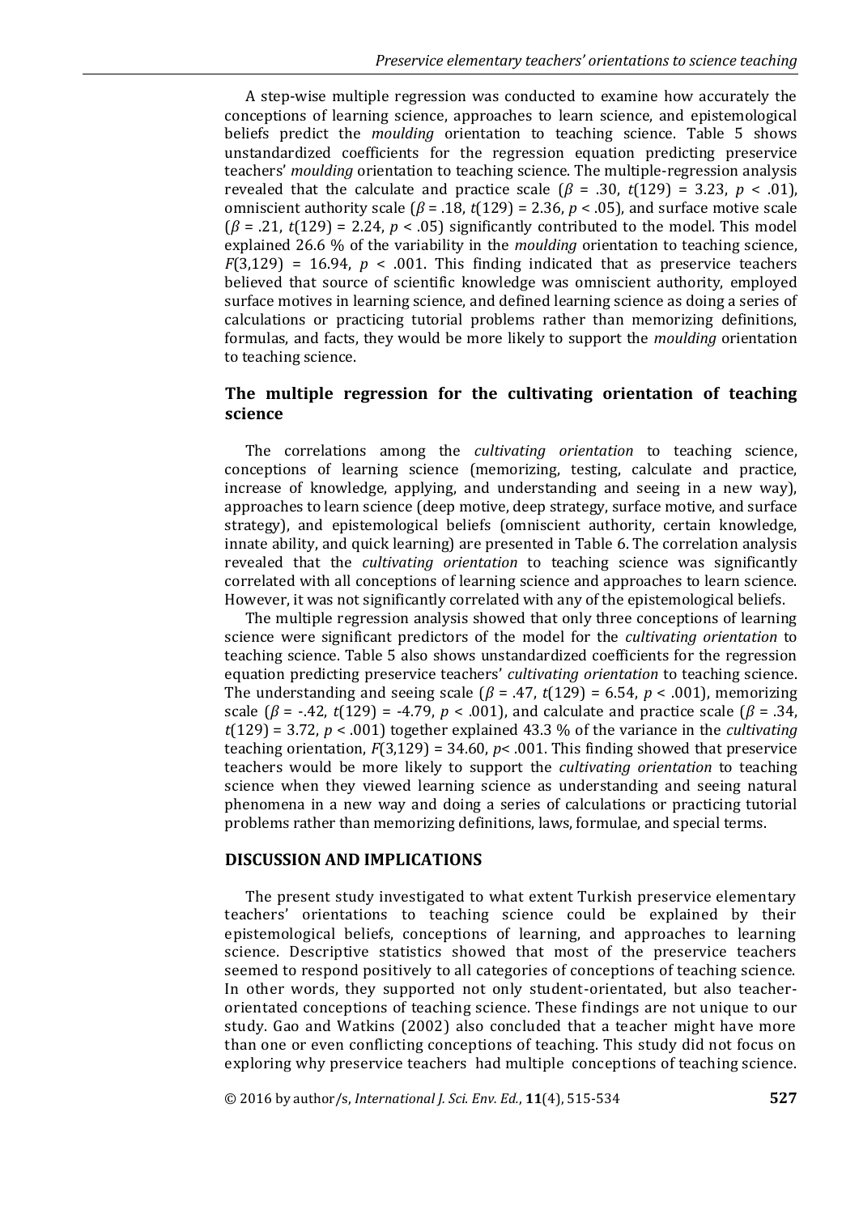A step-wise multiple regression was conducted to examine how accurately the conceptions of learning science, approaches to learn science, and epistemological beliefs predict the *moulding* orientation to teaching science. Table 5 shows unstandardized coefficients for the regression equation predicting preservice teachers' *moulding* orientation to teaching science. The multiple-regression analysis revealed that the calculate and practice scale ($\beta$ = .30, $t(129)$ = 3.23, $p$ < .01), omniscient authority scale ($\beta$ = .18, $t(129)$ = 2.36, $p$ < .05), and surface motive scale ($\beta$ = .21, $t(129)$ = 2.24, $p$ < .05) significantly contributed to the model. This model explained 26.6 % of the variability in the *moulding* orientation to teaching science, $F(3,129)$ = 16.94, $p$ < .001. This finding indicated that as preservice teachers believed that source of scientific knowledge was omniscient authority, employed surface motives in learning science, and defined learning science as doing a series of calculations or practicing tutorial problems rather than memorizing definitions, formulas, and facts, they would be more likely to support the *moulding* orientation to teaching science.

## The multiple regression for the cultivating orientation of teaching science

The correlations among the *cultivating orientation* to teaching science, conceptions of learning science (memorizing, testing, calculate and practice, increase of knowledge, applying, and understanding and seeing in a new way), approaches to learn science (deep motive, deep strategy, surface motive, and surface strategy), and epistemological beliefs (omniscient authority, certain knowledge, innate ability, and quick learning) are presented in Table 6. The correlation analysis revealed that the *cultivating orientation* to teaching science was significantly correlated with all conceptions of learning science and approaches to learn science. However, it was not significantly correlated with any of the epistemological beliefs.

The multiple regression analysis showed that only three conceptions of learning science were significant predictors of the model for the *cultivating orientation* to teaching science. Table 5 also shows unstandardized coefficients for the regression equation predicting preservice teachers' *cultivating orientation* to teaching science. The understanding and seeing scale ($\beta$ = .47, $t(129)$ = 6.54, $p$ < .001), memorizing scale ($\beta$ = -.42, $t(129)$ = -4.79, $p$ < .001), and calculate and practice scale ($\beta$ = .34, $t(129)$ = 3.72, $p$ < .001) together explained 43.3 % of the variance in the *cultivating* teaching orientation, $F(3,129)$ = 34.60, $p$< .001. This finding showed that preservice teachers would be more likely to support the *cultivating orientation* to teaching science when they viewed learning science as understanding and seeing natural phenomena in a new way and doing a series of calculations or practicing tutorial problems rather than memorizing definitions, laws, formulae, and special terms.

## DISCUSSION AND IMPLICATIONS

The present study investigated to what extent Turkish preservice elementary teachers' orientations to teaching science could be explained by their epistemological beliefs, conceptions of learning, and approaches to learning science. Descriptive statistics showed that most of the preservice teachers seemed to respond positively to all categories of conceptions of teaching science. In other words, they supported not only student-orientated, but also teacher-orientated conceptions of teaching science. These findings are not unique to our study. Gao and Watkins (2002) also concluded that a teacher might have more than one or even conflicting conceptions of teaching. This study did not focus on exploring why preservice teachers had multiple conceptions of teaching science.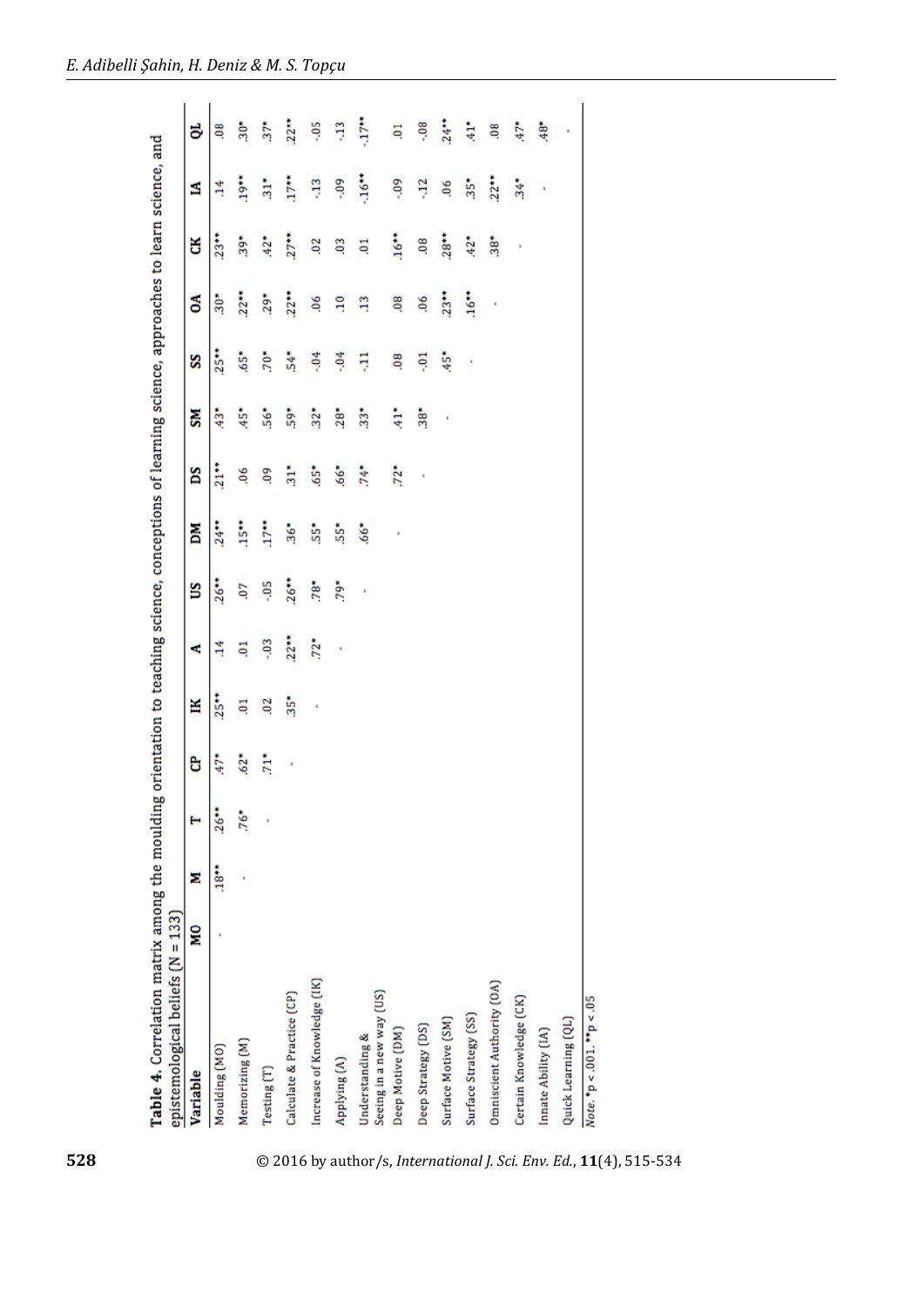**Table 4.** Correlation matrix among the moulding orientation to teaching science, conceptions of learning science, approaches to learn science, and epistemological beliefs (N = 133)

| Variable | MO | M | T | CP | IK | A | US | DM | DS | SM | SS | OA | CK | IA | QL |
|---|---|---|---|---|---|---|---|---|---|---|---|---|---|---|---|
| Moulding (MO) | - | .18** | .26** | .47* | .25** | .14 | .26** | .24** | .21** | .43* | .25** | .30* | .23** | .14 | .08 |
| Memorizing (M) | | - | .76* | .62* | .01 | .01 | .07 | .15** | .06 | .45* | .65* | .22** | .39* | .19** | .30* |
| Testing (T) | | | - | .71* | .02 | -.03 | -.05 | .17** | .09 | .56* | .70* | .29* | .42* | .31* | .37* |
| Calculate & Practice (CP) | | | | - | .35* | .22** | .26** | .36* | .31* | .59* | .54* | .22** | .27** | .17** | .22** |
| Increase of Knowledge (IK) | | | | | - | .72* | .78* | .55* | .65* | .32* | -.04 | .06 | .02 | -.13 | -.05 |
| Applying (A) | | | | | | - | .79* | .55* | .66* | .28* | -.04 | .10 | .03 | -.09 | -.13 |
| Understanding & Seeing in a new way (US) | | | | | | | - | .66* | .74* | .33* | -.11 | .13 | .01 | -.16** | -.17** |
| Deep Motive (DM) | | | | | | | | - | .72* | .41* | .08 | .08 | .16** | -.09 | .01 |
| Deep Strategy (DS) | | | | | | | | | - | .38* | -.01 | .06 | .08 | -.12 | -.08 |
| Surface Motive (SM) | | | | | | | | | | - | .45* | .23** | .28** | .06 | .24** |
| Surface Strategy (SS) | | | | | | | | | | | - | .16** | .42* | .35* | .41* |
| Omniscient Authority (OA) | | | | | | | | | | | | - | .38* | .22** | .08 |
| Certain Knowledge (CK) | | | | | | | | | | | | | - | .34* | .47* |
| Innate Ability (IA) | | | | | | | | | | | | | | - | .48* |
| Quick Learning (QL) | | | | | | | | | | | | | | | - |

*Note.* *p < .001. **p < .05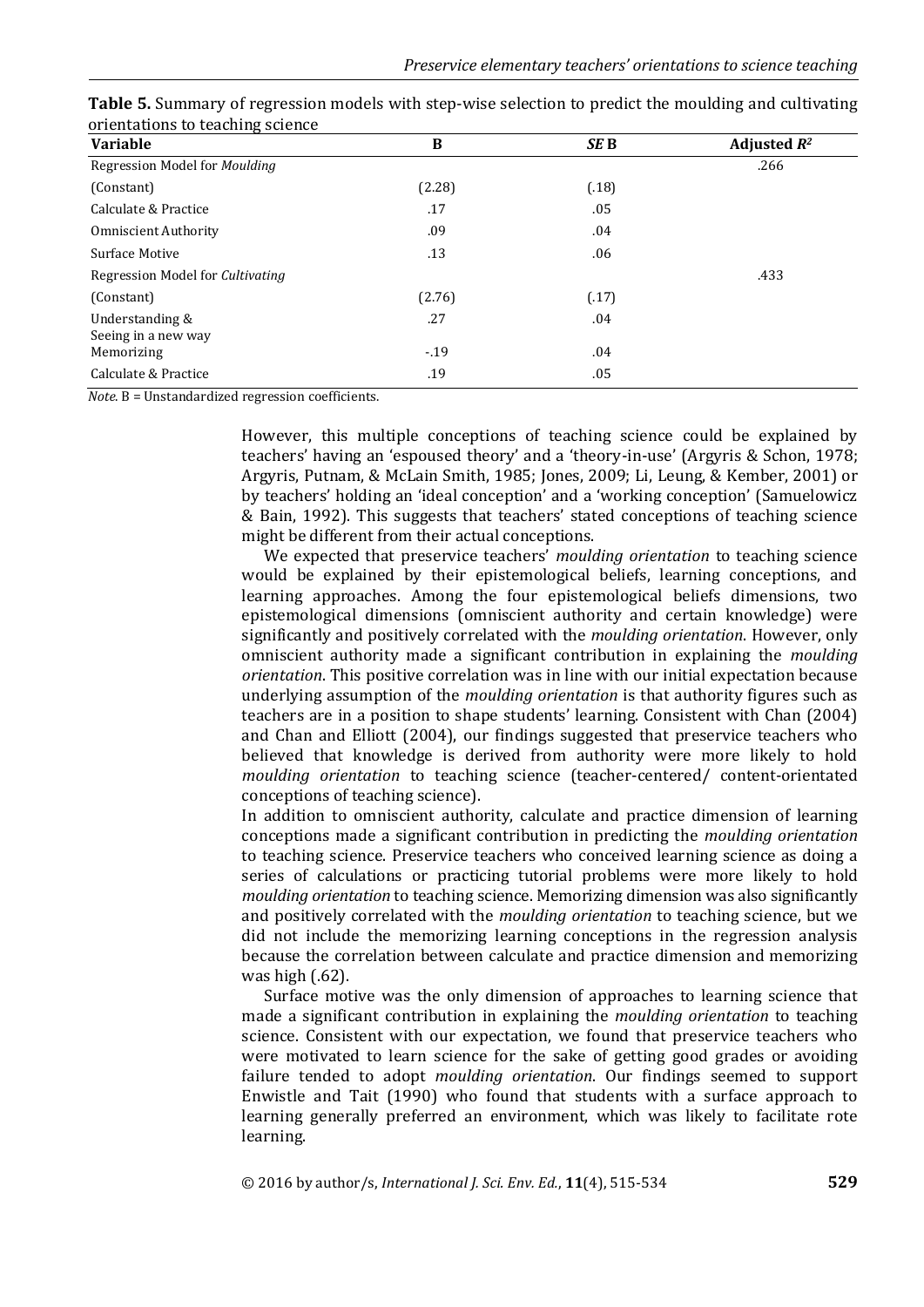**Table 5.** Summary of regression models with step-wise selection to predict the moulding and cultivating orientations to teaching science

| Variable | B | *SE* B | Adjusted $R^2$ |
|---|---|---|---|
| Regression Model for *Moulding* | | | .266 |
| (Constant) | (2.28) | (.18) | |
| Calculate & Practice | .17 | .05 | |
| Omniscient Authority | .09 | .04 | |
| Surface Motive | .13 | .06 | |
| Regression Model for *Cultivating* | | | .433 |
| (Constant) | (2.76) | (.17) | |
| Understanding & Seeing in a new way | .27 | .04 | |
| Memorizing | -.19 | .04 | |
| Calculate & Practice | .19 | .05 | |

*Note.* B = Unstandardized regression coefficients.

However, this multiple conceptions of teaching science could be explained by teachers' having an 'espoused theory' and a 'theory-in-use' (Argyris & Schon, 1978; Argyris, Putnam, & McLain Smith, 1985; Jones, 2009; Li, Leung, & Kember, 2001) or by teachers' holding an 'ideal conception' and a 'working conception' (Samuelowicz & Bain, 1992). This suggests that teachers' stated conceptions of teaching science might be different from their actual conceptions.

We expected that preservice teachers' *moulding orientation* to teaching science would be explained by their epistemological beliefs, learning conceptions, and learning approaches. Among the four epistemological beliefs dimensions, two epistemological dimensions (omniscient authority and certain knowledge) were significantly and positively correlated with the *moulding orientation*. However, only omniscient authority made a significant contribution in explaining the *moulding orientation*. This positive correlation was in line with our initial expectation because underlying assumption of the *moulding orientation* is that authority figures such as teachers are in a position to shape students' learning. Consistent with Chan (2004) and Chan and Elliott (2004), our findings suggested that preservice teachers who believed that knowledge is derived from authority were more likely to hold *moulding orientation* to teaching science (teacher-centered/ content-orientated conceptions of teaching science).

In addition to omniscient authority, calculate and practice dimension of learning conceptions made a significant contribution in predicting the *moulding orientation* to teaching science. Preservice teachers who conceived learning science as doing a series of calculations or practicing tutorial problems were more likely to hold *moulding orientation* to teaching science. Memorizing dimension was also significantly and positively correlated with the *moulding orientation* to teaching science, but we did not include the memorizing learning conceptions in the regression analysis because the correlation between calculate and practice dimension and memorizing was high (.62).

Surface motive was the only dimension of approaches to learning science that made a significant contribution in explaining the *moulding orientation* to teaching science. Consistent with our expectation, we found that preservice teachers who were motivated to learn science for the sake of getting good grades or avoiding failure tended to adopt *moulding orientation*. Our findings seemed to support Enwistle and Tait (1990) who found that students with a surface approach to learning generally preferred an environment, which was likely to facilitate rote learning.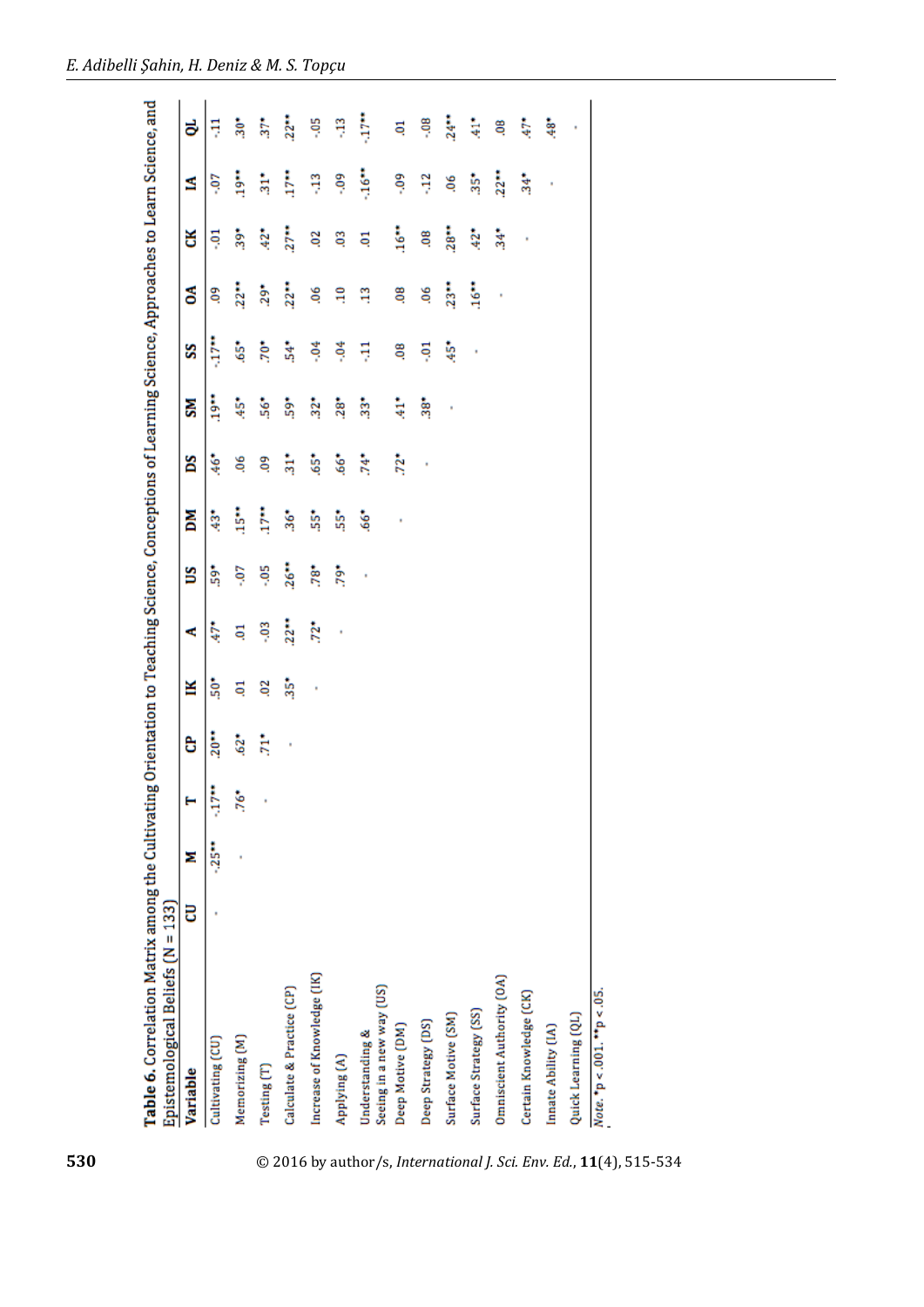**Table 6.** Correlation Matrix among the Cultivating Orientation to Teaching Science, Conceptions of Learning Science, Approaches to Learn Science, and Epistemological Beliefs (N = 133)

| Variable | CU | M | T | CP | IK | A | US | DM | DS | SM | SS | OA | CK | IA | QL |
|---|---|---|---|---|---|---|---|---|---|---|---|---|---|---|---|
| Cultivating (CU) | - | -.25** | -.17** | .20** | .50* | .47* | .59* | .43* | .46* | .19** | -.17** | .09 | -.01 | -.07 | -.11 |
| Memorizing (M) | | - | .76* | .62* | .01 | .01 | -.07 | .15** | .06 | .45* | .65* | .22** | .39* | .19** | .30* |
| Testing (T) | | | - | .71* | .02 | -.03 | -.05 | .17** | .09 | .56* | .70* | .29* | .42* | .31* | .37* |
| Calculate & Practice (CP) | | | | - | .35* | .22** | .26** | .36* | .31* | .59* | .54* | .22** | .27** | .17** | .22** |
| Increase of Knowledge (IK) | | | | | - | .72* | .78* | .55* | .65* | .32* | -.04 | .06 | .02 | -.13 | -.05 |
| Applying (A) | | | | | | - | .79* | .55* | .66* | .28* | -.04 | .10 | .03 | -.09 | -.13 |
| Understanding & Seeing in a new way (US) | | | | | | | - | .66* | .74* | .33* | -.11 | .13 | .01 | -.16** | -.17** |
| Deep Motive (DM) | | | | | | | | - | .72* | .41* | .08 | .08 | .16** | -.09 | .01 |
| Deep Strategy (DS) | | | | | | | | | - | .38* | -.01 | .06 | .08 | -.12 | -.08 |
| Surface Motive (SM) | | | | | | | | | | - | .45* | .23** | .28** | .06 | .24** |
| Surface Strategy (SS) | | | | | | | | | | | - | .16** | .42* | .35* | .41* |
| Omniscient Authority (OA) | | | | | | | | | | | | - | .34* | .22** | .08 |
| Certain Knowledge (CK) | | | | | | | | | | | | | - | .34* | .47* |
| Innate Ability (IA) | | | | | | | | | | | | | | - | .48* |
| Quick Learning (QL) | | | | | | | | | | | | | | | - |

*Note.* *p < .001. **p < .05.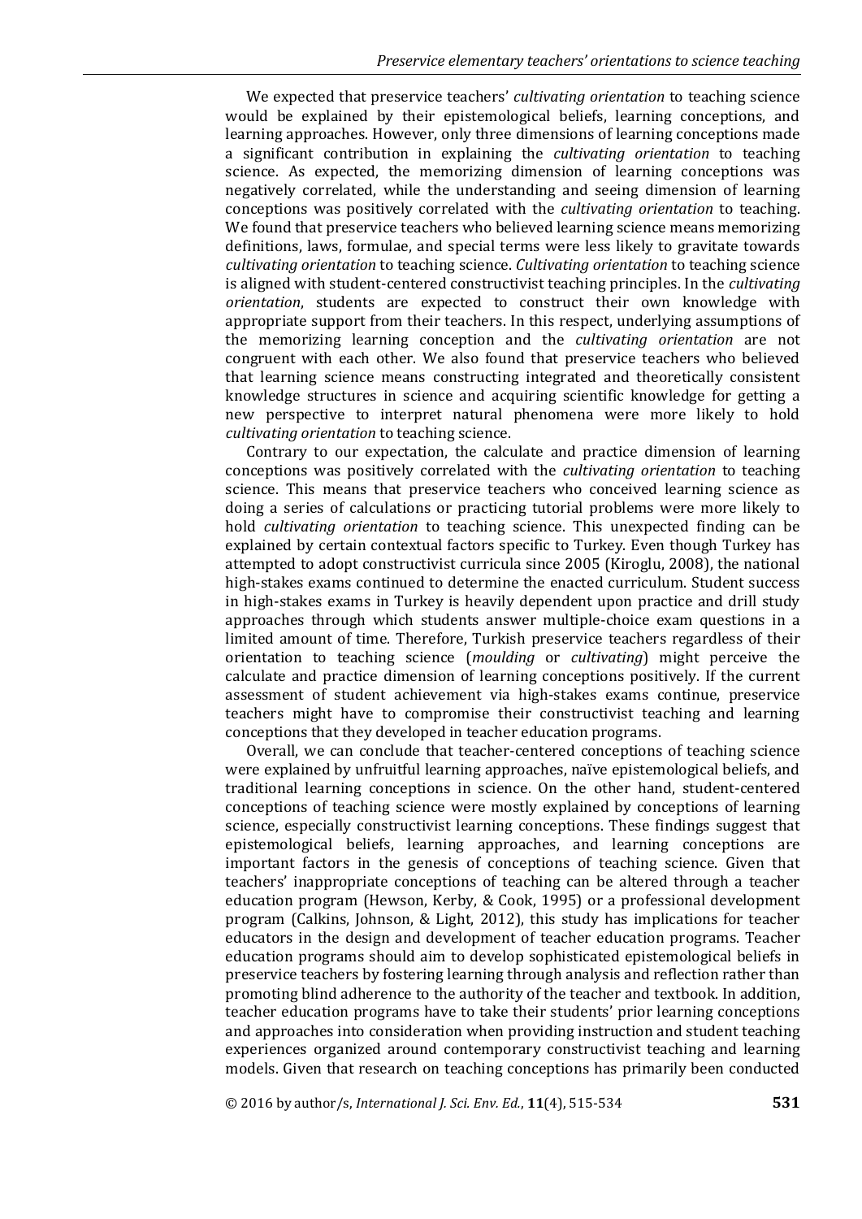We expected that preservice teachers' *cultivating orientation* to teaching science would be explained by their epistemological beliefs, learning conceptions, and learning approaches. However, only three dimensions of learning conceptions made a significant contribution in explaining the *cultivating orientation* to teaching science. As expected, the memorizing dimension of learning conceptions was negatively correlated, while the understanding and seeing dimension of learning conceptions was positively correlated with the *cultivating orientation* to teaching. We found that preservice teachers who believed learning science means memorizing definitions, laws, formulae, and special terms were less likely to gravitate towards *cultivating orientation* to teaching science. *Cultivating orientation* to teaching science is aligned with student-centered constructivist teaching principles. In the *cultivating orientation*, students are expected to construct their own knowledge with appropriate support from their teachers. In this respect, underlying assumptions of the memorizing learning conception and the *cultivating orientation* are not congruent with each other. We also found that preservice teachers who believed that learning science means constructing integrated and theoretically consistent knowledge structures in science and acquiring scientific knowledge for getting a new perspective to interpret natural phenomena were more likely to hold *cultivating orientation* to teaching science.

Contrary to our expectation, the calculate and practice dimension of learning conceptions was positively correlated with the *cultivating orientation* to teaching science. This means that preservice teachers who conceived learning science as doing a series of calculations or practicing tutorial problems were more likely to hold *cultivating orientation* to teaching science. This unexpected finding can be explained by certain contextual factors specific to Turkey. Even though Turkey has attempted to adopt constructivist curricula since 2005 (Kiroglu, 2008), the national high-stakes exams continued to determine the enacted curriculum. Student success in high-stakes exams in Turkey is heavily dependent upon practice and drill study approaches through which students answer multiple-choice exam questions in a limited amount of time. Therefore, Turkish preservice teachers regardless of their orientation to teaching science (*moulding* or *cultivating*) might perceive the calculate and practice dimension of learning conceptions positively. If the current assessment of student achievement via high-stakes exams continue, preservice teachers might have to compromise their constructivist teaching and learning conceptions that they developed in teacher education programs.

Overall, we can conclude that teacher-centered conceptions of teaching science were explained by unfruitful learning approaches, naïve epistemological beliefs, and traditional learning conceptions in science. On the other hand, student-centered conceptions of teaching science were mostly explained by conceptions of learning science, especially constructivist learning conceptions. These findings suggest that epistemological beliefs, learning approaches, and learning conceptions are important factors in the genesis of conceptions of teaching science. Given that teachers' inappropriate conceptions of teaching can be altered through a teacher education program (Hewson, Kerby, & Cook, 1995) or a professional development program (Calkins, Johnson, & Light, 2012), this study has implications for teacher educators in the design and development of teacher education programs. Teacher education programs should aim to develop sophisticated epistemological beliefs in preservice teachers by fostering learning through analysis and reflection rather than promoting blind adherence to the authority of the teacher and textbook. In addition, teacher education programs have to take their students' prior learning conceptions and approaches into consideration when providing instruction and student teaching experiences organized around contemporary constructivist teaching and learning models. Given that research on teaching conceptions has primarily been conducted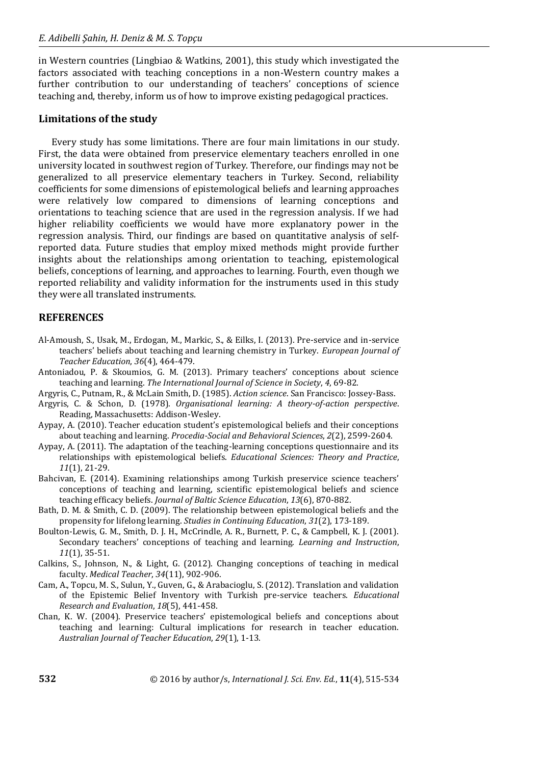in Western countries (Lingbiao & Watkins, 2001), this study which investigated the factors associated with teaching conceptions in a non-Western country makes a further contribution to our understanding of teachers' conceptions of science teaching and, thereby, inform us of how to improve existing pedagogical practices.

## Limitations of the study

Every study has some limitations. There are four main limitations in our study. First, the data were obtained from preservice elementary teachers enrolled in one university located in southwest region of Turkey. Therefore, our findings may not be generalized to all preservice elementary teachers in Turkey. Second, reliability coefficients for some dimensions of epistemological beliefs and learning approaches were relatively low compared to dimensions of learning conceptions and orientations to teaching science that are used in the regression analysis. If we had higher reliability coefficients we would have more explanatory power in the regression analysis. Third, our findings are based on quantitative analysis of self-reported data. Future studies that employ mixed methods might provide further insights about the relationships among orientation to teaching, epistemological beliefs, conceptions of learning, and approaches to learning. Fourth, even though we reported reliability and validity information for the instruments used in this study they were all translated instruments.

## REFERENCES

Al-Amoush, S., Usak, M., Erdogan, M., Markic, S., & Eilks, I. (2013). Pre-service and in-service teachers' beliefs about teaching and learning chemistry in Turkey. *European Journal of Teacher Education*, *36*(4), 464-479.

Antoniadou, P. & Skoumios, G. M. (2013). Primary teachers' conceptions about science teaching and learning. *The International Journal of Science in Society*, *4*, 69-82.

Argyris, C., Putnam, R., & McLain Smith, D. (1985). *Action science*. San Francisco: Jossey-Bass.

Argyris, C. & Schon, D. (1978). *Organisational learning: A theory-of-action perspective*. Reading, Massachusetts: Addison-Wesley.

Aypay, A. (2010). Teacher education student's epistemological beliefs and their conceptions about teaching and learning. *Procedia-Social and Behavioral Sciences*, *2*(2), 2599-2604.

Aypay, A. (2011). The adaptation of the teaching-learning conceptions questionnaire and its relationships with epistemological beliefs. *Educational Sciences: Theory and Practice*, *11*(1), 21-29.

Bahcivan, E. (2014). Examining relationships among Turkish preservice science teachers' conceptions of teaching and learning, scientific epistemological beliefs and science teaching efficacy beliefs. *Journal of Baltic Science Education*, *13*(6), 870-882.

Bath, D. M. & Smith, C. D. (2009). The relationship between epistemological beliefs and the propensity for lifelong learning. *Studies in Continuing Education*, *31*(2), 173-189.

Boulton-Lewis, G. M., Smith, D. J. H., McCrindle, A. R., Burnett, P. C., & Campbell, K. J. (2001). Secondary teachers' conceptions of teaching and learning. *Learning and Instruction*, *11*(1), 35-51.

Calkins, S., Johnson, N., & Light, G. (2012). Changing conceptions of teaching in medical faculty. *Medical Teacher*, *34*(11), 902-906.

Cam, A., Topcu, M. S., Sulun, Y., Guven, G., & Arabacioglu, S. (2012). Translation and validation of the Epistemic Belief Inventory with Turkish pre-service teachers. *Educational Research and Evaluation*, *18*(5), 441-458.

Chan, K. W. (2004). Preservice teachers' epistemological beliefs and conceptions about teaching and learning: Cultural implications for research in teacher education. *Australian Journal of Teacher Education*, *29*(1), 1-13.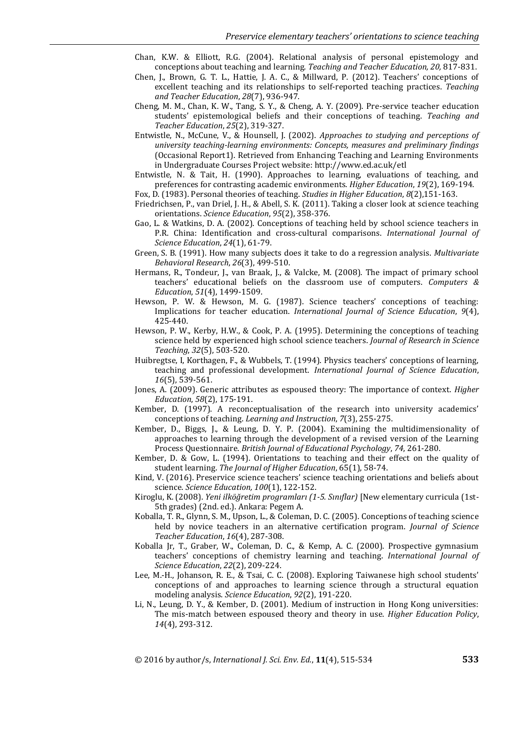Chan, K.W. & Elliott, R.G. (2004). Relational analysis of personal epistemology and conceptions about teaching and learning. *Teaching and Teacher Education, 20,* 817-831.

Chen, J., Brown, G. T. L., Hattie, J. A. C., & Millward, P. (2012). Teachers' conceptions of excellent teaching and its relationships to self-reported teaching practices. *Teaching and Teacher Education*, *28*(7), 936-947.

Cheng, M. M., Chan, K. W., Tang, S. Y., & Cheng, A. Y. (2009). Pre-service teacher education students' epistemological beliefs and their conceptions of teaching. *Teaching and Teacher Education*, *25*(2), 319-327.

Entwistle, N., McCune, V., & Hounsell, J. (2002). *Approaches to studying and perceptions of university teaching-learning environments: Concepts, measures and preliminary findings* (Occasional Report1). Retrieved from Enhancing Teaching and Learning Environments in Undergraduate Courses Project website: http://www.ed.ac.uk/etl

Entwistle, N. & Tait, H. (1990). Approaches to learning, evaluations of teaching, and preferences for contrasting academic environments. *Higher Education*, *19*(2), 169-194.

Fox, D. (1983). Personal theories of teaching. *Studies in Higher Education*, *8*(2),151-163.

Friedrichsen, P., van Driel, J. H., & Abell, S. K. (2011). Taking a closer look at science teaching orientations. *Science Education*, *95*(2), 358-376.

Gao, L. & Watkins, D. A. (2002). Conceptions of teaching held by school science teachers in P.R. China: Identification and cross-cultural comparisons. *International Journal of Science Education*, *24*(1), 61-79.

Green, S. B. (1991). How many subjects does it take to do a regression analysis. *Multivariate Behavioral Research*, *26*(3), 499-510.

Hermans, R., Tondeur, J., van Braak, J., & Valcke, M. (2008). The impact of primary school teachers' educational beliefs on the classroom use of computers. *Computers & Education*, *51*(4), 1499-1509.

Hewson, P. W. & Hewson, M. G. (1987). Science teachers' conceptions of teaching: Implications for teacher education. *International Journal of Science Education*, *9*(4), 425-440.

Hewson, P. W., Kerby, H.W., & Cook, P. A. (1995). Determining the conceptions of teaching science held by experienced high school science teachers. *Journal of Research in Science Teaching*, *32*(5), 503-520.

Huibregtse, I, Korthagen, F., & Wubbels, T. (1994). Physics teachers' conceptions of learning, teaching and professional development. *International Journal of Science Education*, *16*(5), 539-561.

Jones, A. (2009). Generic attributes as espoused theory: The importance of context. *Higher Education*, *58*(2), 175-191.

Kember, D. (1997). A reconceptualisation of the research into university academics' conceptions of teaching. *Learning and Instruction*, *7*(3), 255-275.

Kember, D., Biggs, J., & Leung, D. Y. P. (2004). Examining the multidimensionality of approaches to learning through the development of a revised version of the Learning Process Questionnaire. *British Journal of Educational Psychology*, *74*, 261-280.

Kember, D. & Gow, L. (1994). Orientations to teaching and their effect on the quality of student learning. *The Journal of Higher Education*, 65(1), 58-74.

Kind, V. (2016). Preservice science teachers' science teaching orientations and beliefs about science. *Science Education, 100*(1), 122-152.

Kiroglu, K. (2008). *Yeni ilköğretim programları (1-5. Sınıflar)* [New elementary curricula (1st-5th grades) (2nd. ed.). Ankara: Pegem A.

Koballa, T. R., Glynn, S. M., Upson, L., & Coleman, D. C. (2005). Conceptions of teaching science held by novice teachers in an alternative certification program. *Journal of Science Teacher Education*, *16*(4), 287-308.

Koballa Jr, T., Graber, W., Coleman, D. C., & Kemp, A. C. (2000). Prospective gymnasium teachers' conceptions of chemistry learning and teaching. *International Journal of Science Education*, *22*(2), 209-224.

Lee, M.-H., Johanson, R. E., & Tsai, C. C. (2008). Exploring Taiwanese high school students' conceptions of and approaches to learning science through a structural equation modeling analysis. *Science Education*, *92*(2), 191-220.

Li, N., Leung, D. Y., & Kember, D. (2001). Medium of instruction in Hong Kong universities: The mis-match between espoused theory and theory in use. *Higher Education Policy*, *14*(4), 293-312.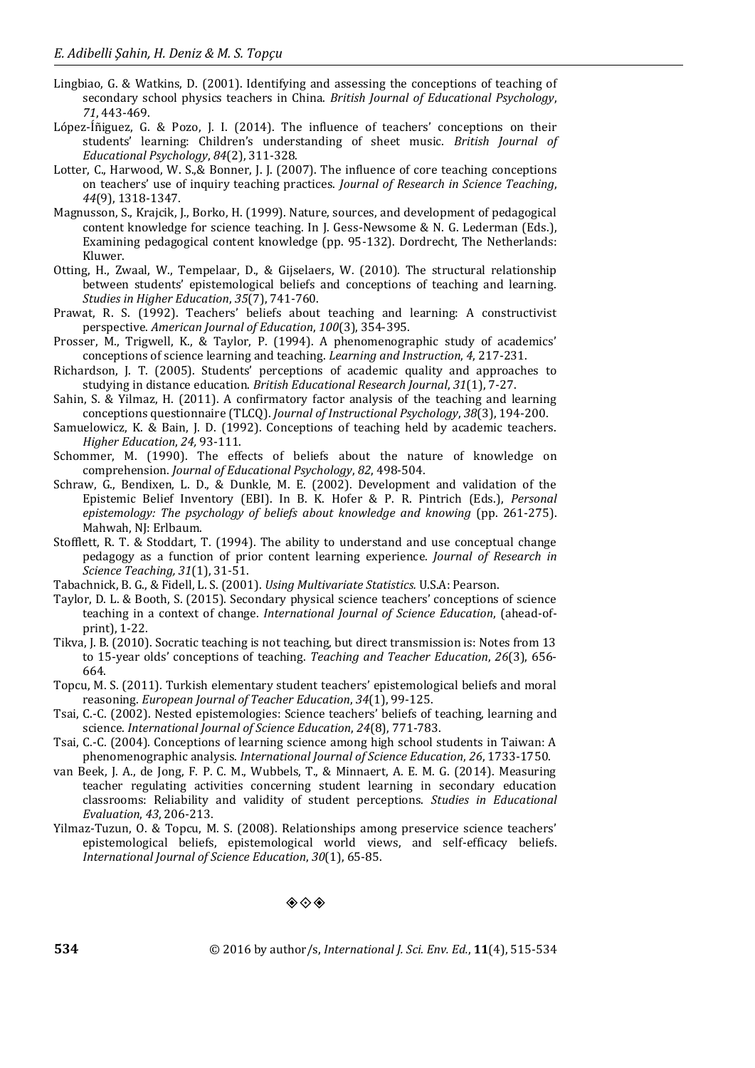Lingbiao, G. & Watkins, D. (2001). Identifying and assessing the conceptions of teaching of secondary school physics teachers in China. *British Journal of Educational Psychology*, *71*, 443-469.

López-Íñiguez, G. & Pozo, J. I. (2014). The influence of teachers' conceptions on their students' learning: Children's understanding of sheet music. *British Journal of Educational Psychology*, *84*(2), 311-328.

Lotter, C., Harwood, W. S.,& Bonner, J. J. (2007). The influence of core teaching conceptions on teachers' use of inquiry teaching practices. *Journal of Research in Science Teaching*, *44*(9), 1318-1347.

Magnusson, S., Krajcik, J., Borko, H. (1999). Nature, sources, and development of pedagogical content knowledge for science teaching. In J. Gess-Newsome & N. G. Lederman (Eds.), Examining pedagogical content knowledge (pp. 95-132). Dordrecht, The Netherlands: Kluwer.

Otting, H., Zwaal, W., Tempelaar, D., & Gijselaers, W. (2010). The structural relationship between students' epistemological beliefs and conceptions of teaching and learning. *Studies in Higher Education*, *35*(7), 741-760.

Prawat, R. S. (1992). Teachers' beliefs about teaching and learning: A constructivist perspective. *American Journal of Education*, *100*(3), 354-395.

Prosser, M., Trigwell, K., & Taylor, P. (1994). A phenomenographic study of academics' conceptions of science learning and teaching. *Learning and Instruction*, *4*, 217-231.

Richardson, J. T. (2005). Students' perceptions of academic quality and approaches to studying in distance education. *British Educational Research Journal*, *31*(1), 7-27.

Sahin, S. & Yilmaz, H. (2011). A confirmatory factor analysis of the teaching and learning conceptions questionnaire (TLCQ). *Journal of Instructional Psychology*, *38*(3), 194-200.

Samuelowicz, K. & Bain, J. D. (1992). Conceptions of teaching held by academic teachers. *Higher Education*, *24,* 93-111.

Schommer, M. (1990). The effects of beliefs about the nature of knowledge on comprehension. *Journal of Educational Psychology*, *82*, 498-504.

Schraw, G., Bendixen, L. D., & Dunkle, M. E. (2002). Development and validation of the Epistemic Belief Inventory (EBI). In B. K. Hofer & P. R. Pintrich (Eds.), *Personal epistemology: The psychology of beliefs about knowledge and knowing* (pp. 261-275). Mahwah, NJ: Erlbaum.

Stofflett, R. T. & Stoddart, T. (1994). The ability to understand and use conceptual change pedagogy as a function of prior content learning experience. *Journal of Research in Science Teaching, 31*(1), 31-51.

Tabachnick, B. G., & Fidell, L. S. (2001). *Using Multivariate Statistics.* U.S.A: Pearson.

Taylor, D. L. & Booth, S. (2015). Secondary physical science teachers' conceptions of science teaching in a context of change. *International Journal of Science Education*, (ahead-of-print), 1-22.

Tikva, J. B. (2010). Socratic teaching is not teaching, but direct transmission is: Notes from 13 to 15-year olds' conceptions of teaching. *Teaching and Teacher Education*, *26*(3), 656-664.

Topcu, M. S. (2011). Turkish elementary student teachers' epistemological beliefs and moral reasoning. *European Journal of Teacher Education*, *34*(1), 99-125.

Tsai, C.-C. (2002). Nested epistemologies: Science teachers' beliefs of teaching, learning and science. *International Journal of Science Education*, *24*(8), 771-783.

Tsai, C.-C. (2004). Conceptions of learning science among high school students in Taiwan: A phenomenographic analysis. *International Journal of Science Education*, *26*, 1733-1750.

van Beek, J. A., de Jong, F. P. C. M., Wubbels, T., & Minnaert, A. E. M. G. (2014). Measuring teacher regulating activities concerning student learning in secondary education classrooms: Reliability and validity of student perceptions. *Studies in Educational Evaluation*, *43*, 206-213.

Yilmaz-Tuzun, O. & Topcu, M. S. (2008). Relationships among preservice science teachers' epistemological beliefs, epistemological world views, and self-efficacy beliefs. *International Journal of Science Education*, *30*(1), 65-85.

◈◇◈